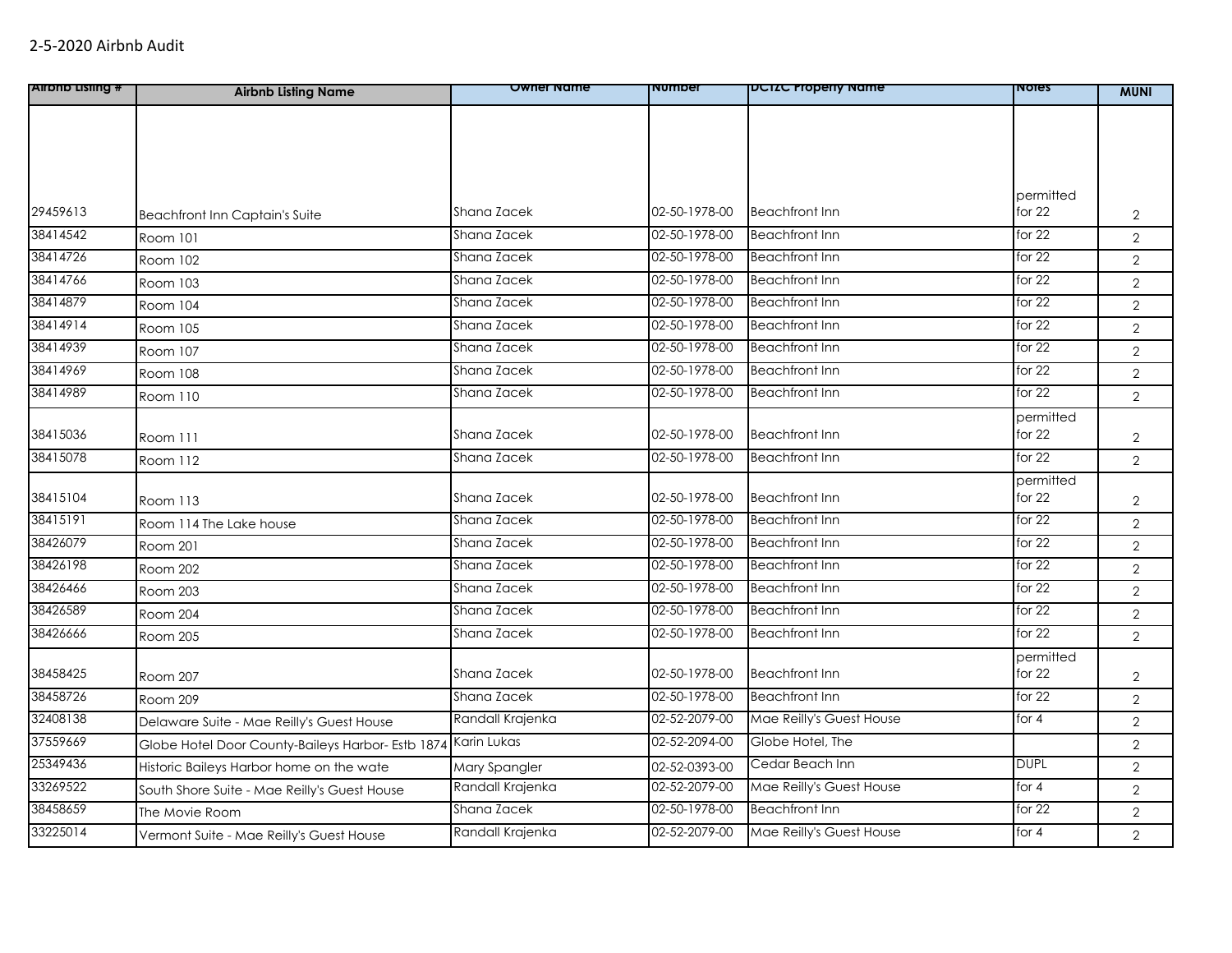2-5-2020 Airbnb Audit

| Airbnb Listing # | Airbnb Listing Name | Owner Name | Number | DCTZC Property Name | Notes | MUNI |
|---|---|---|---|---|---|---|
| 29459613 | Beachfront Inn Captain's Suite | Shana Zacek | 02-50-1978-00 | Beachfront Inn | permitted for 22 | 2 |
| 38414542 | Room 101 | Shana Zacek | 02-50-1978-00 | Beachfront Inn | for 22 | 2 |
| 38414726 | Room 102 | Shana Zacek | 02-50-1978-00 | Beachfront Inn | for 22 | 2 |
| 38414766 | Room 103 | Shana Zacek | 02-50-1978-00 | Beachfront Inn | for 22 | 2 |
| 38414879 | Room 104 | Shana Zacek | 02-50-1978-00 | Beachfront Inn | for 22 | 2 |
| 38414914 | Room 105 | Shana Zacek | 02-50-1978-00 | Beachfront Inn | for 22 | 2 |
| 38414939 | Room 107 | Shana Zacek | 02-50-1978-00 | Beachfront Inn | for 22 | 2 |
| 38414969 | Room 108 | Shana Zacek | 02-50-1978-00 | Beachfront Inn | for 22 | 2 |
| 38414989 | Room 110 | Shana Zacek | 02-50-1978-00 | Beachfront Inn | for 22 | 2 |
| 38415036 | Room 111 | Shana Zacek | 02-50-1978-00 | Beachfront Inn | permitted for 22 | 2 |
| 38415078 | Room 112 | Shana Zacek | 02-50-1978-00 | Beachfront Inn | for 22 | 2 |
| 38415104 | Room 113 | Shana Zacek | 02-50-1978-00 | Beachfront Inn | permitted for 22 | 2 |
| 38415191 | Room 114 The Lake house | Shana Zacek | 02-50-1978-00 | Beachfront Inn | for 22 | 2 |
| 38426079 | Room 201 | Shana Zacek | 02-50-1978-00 | Beachfront Inn | for 22 | 2 |
| 38426198 | Room 202 | Shana Zacek | 02-50-1978-00 | Beachfront Inn | for 22 | 2 |
| 38426466 | Room 203 | Shana Zacek | 02-50-1978-00 | Beachfront Inn | for 22 | 2 |
| 38426589 | Room 204 | Shana Zacek | 02-50-1978-00 | Beachfront Inn | for 22 | 2 |
| 38426666 | Room 205 | Shana Zacek | 02-50-1978-00 | Beachfront Inn | for 22 | 2 |
| 38458425 | Room 207 | Shana Zacek | 02-50-1978-00 | Beachfront Inn | permitted for 22 | 2 |
| 38458726 | Room 209 | Shana Zacek | 02-50-1978-00 | Beachfront Inn | for 22 | 2 |
| 32408138 | Delaware Suite - Mae Reilly's Guest House | Randall Krajenka | 02-52-2079-00 | Mae Reilly's Guest House | for 4 | 2 |
| 37559669 | Globe Hotel Door County-Baileys Harbor- Estb 1874 | Karin Lukas | 02-52-2094-00 | Globe Hotel, The | | 2 |
| 25349436 | Historic Baileys Harbor home on the wate | Mary Spangler | 02-52-0393-00 | Cedar Beach Inn | DUPL | 2 |
| 33269522 | South Shore Suite - Mae Reilly's Guest House | Randall Krajenka | 02-52-2079-00 | Mae Reilly's Guest House | for 4 | 2 |
| 38458659 | The Movie Room | Shana Zacek | 02-50-1978-00 | Beachfront Inn | for 22 | 2 |
| 33225014 | Vermont Suite - Mae Reilly's Guest House | Randall Krajenka | 02-52-2079-00 | Mae Reilly's Guest House | for 4 | 2 |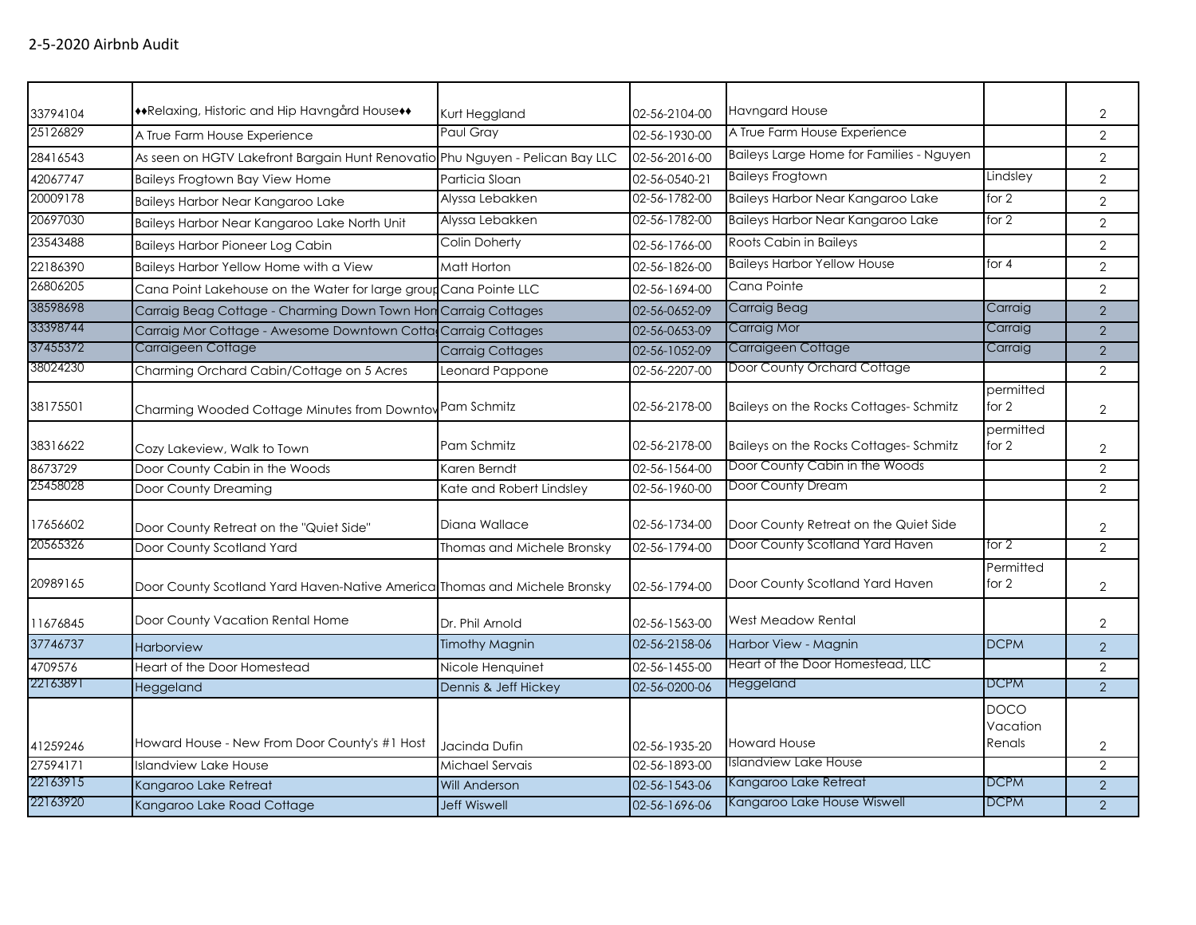## 2-5-2020 Airbnb Audit

| | | | | | | |
|---|---|---|---|---|---|---|
| 33794104 | ♦♦Relaxing, Historic and Hip Havngård House♦♦ | Kurt Heggland | 02-56-2104-00 | Havngard House | | 2 |
| 25126829 | A True Farm House Experience | Paul Gray | 02-56-1930-00 | A True Farm House Experience | | 2 |
| 28416543 | As seen on HGTV Lakefront Bargain Hunt Renovatio | Phu Nguyen - Pelican Bay LLC | 02-56-2016-00 | Baileys Large Home for Families - Nguyen | | 2 |
| 42067747 | Baileys Frogtown Bay View Home | Particia Sloan | 02-56-0540-21 | Baileys Frogtown | Lindsley | 2 |
| 20009178 | Baileys Harbor Near Kangaroo Lake | Alyssa Lebakken | 02-56-1782-00 | Baileys Harbor Near Kangaroo Lake | for 2 | 2 |
| 20697030 | Baileys Harbor Near Kangaroo Lake North Unit | Alyssa Lebakken | 02-56-1782-00 | Baileys Harbor Near Kangaroo Lake | for 2 | 2 |
| 23543488 | Baileys Harbor Pioneer Log Cabin | Colin Doherty | 02-56-1766-00 | Roots Cabin in Baileys | | 2 |
| 22186390 | Baileys Harbor Yellow Home with a View | Matt Horton | 02-56-1826-00 | Baileys Harbor Yellow House | for 4 | 2 |
| 26806205 | Cana Point Lakehouse on the Water for large group | Cana Pointe LLC | 02-56-1694-00 | Cana Pointe | | 2 |
| 38598698 | Carraig Beag Cottage - Charming Down Town Hom | Carraig Cottages | 02-56-0652-09 | Carraig Beag | Carraig | 2 |
| 33398744 | Carraig Mor Cottage - Awesome Downtown Cotta | Carraig Cottages | 02-56-0653-09 | Carraig Mor | Carraig | 2 |
| 37455372 | Carraigeen Cottage | Carraig Cottages | 02-56-1052-09 | Carraigeen Cottage | Carraig | 2 |
| 38024230 | Charming Orchard Cabin/Cottage on 5 Acres | Leonard Pappone | 02-56-2207-00 | Door County Orchard Cottage | | 2 |
| 38175501 | Charming Wooded Cottage Minutes from Downtov | Pam Schmitz | 02-56-2178-00 | Baileys on the Rocks Cottages- Schmitz | permitted for 2 | 2 |
| 38316622 | Cozy Lakeview, Walk to Town | Pam Schmitz | 02-56-2178-00 | Baileys on the Rocks Cottages- Schmitz | permitted for 2 | 2 |
| 8673729 | Door County Cabin in the Woods | Karen Berndt | 02-56-1564-00 | Door County Cabin in the Woods | | 2 |
| 25458028 | Door County Dreaming | Kate and Robert Lindsley | 02-56-1960-00 | Door County Dream | | 2 |
| 17656602 | Door County Retreat on the "Quiet Side" | Diana Wallace | 02-56-1734-00 | Door County Retreat on the Quiet Side | | 2 |
| 20565326 | Door County Scotland Yard | Thomas and Michele Bronsky | 02-56-1794-00 | Door County Scotland Yard Haven | for 2 | 2 |
| 20989165 | Door County Scotland Yard Haven-Native America | Thomas and Michele Bronsky | 02-56-1794-00 | Door County Scotland Yard Haven | Permitted for 2 | 2 |
| 11676845 | Door County Vacation Rental Home | Dr. Phil Arnold | 02-56-1563-00 | West Meadow Rental | | 2 |
| 37746737 | Harborview | Timothy Magnin | 02-56-2158-06 | Harbor View - Magnin | DCPM | 2 |
| 4709576 | Heart of the Door Homestead | Nicole Henquinet | 02-56-1455-00 | Heart of the Door Homestead, LLC | | 2 |
| 22163891 | Heggeland | Dennis & Jeff Hickey | 02-56-0200-06 | Heggeland | DCPM | 2 |
| 41259246 | Howard House - New From Door County's #1 Host | Jacinda Dufin | 02-56-1935-20 | Howard House | DOCO Vacation Renals | 2 |
| 27594171 | Islandview Lake House | Michael Servais | 02-56-1893-00 | Islandview Lake House | | 2 |
| 22163915 | Kangaroo Lake Retreat | Will Anderson | 02-56-1543-06 | Kangaroo Lake Retreat | DCPM | 2 |
| 22163920 | Kangaroo Lake Road Cottage | Jeff Wiswell | 02-56-1696-06 | Kangaroo Lake House Wiswell | DCPM | 2 |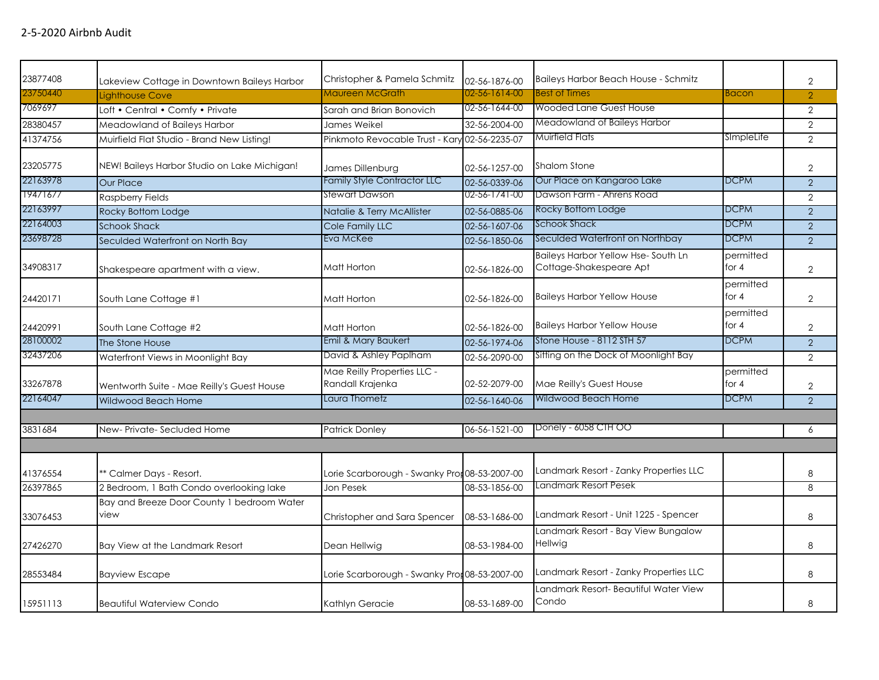2-5-2020 Airbnb Audit

| | | | | | | |
|---|---|---|---|---|---|---|
| 23877408 | Lakeview Cottage in Downtown Baileys Harbor | Christopher & Pamela Schmitz | 02-56-1876-00 | Baileys Harbor Beach House - Schmitz | | 2 |
| 23750440 | Lighthouse Cove | Maureen McGrath | 02-56-1614-00 | Best of Times | Bacon | 2 |
| 7069697 | Loft • Central • Comfy • Private | Sarah and Brian Bonovich | 02-56-1644-00 | Wooded Lane Guest House | | 2 |
| 28380457 | Meadowland of Baileys Harbor | James Weikel | 32-56-2004-00 | Meadowland of Baileys Harbor | | 2 |
| 41374756 | Muirfield Flat Studio - Brand New Listing! | Pinkmoto Revocable Trust - Kary | 02-56-2235-07 | Muirfield Flats | SImpleLife | 2 |
| 23205775 | NEW! Baileys Harbor Studio on Lake Michigan! | James Dillenburg | 02-56-1257-00 | Shalom Stone | | 2 |
| 22163978 | Our Place | Family Style Contractor LLC | 02-56-0339-06 | Our Place on Kangaroo Lake | DCPM | 2 |
| 19471677 | Raspberry Fields | Stewart Dawson | 02-56-1741-00 | Dawson Farm - Ahrens Road | | 2 |
| 22163997 | Rocky Bottom Lodge | Natalie & Terry McAllister | 02-56-0885-06 | Rocky Bottom Lodge | DCPM | 2 |
| 22164003 | Schook Shack | Cole Family LLC | 02-56-1607-06 | Schook Shack | DCPM | 2 |
| 23698728 | Seculded Waterfront on North Bay | Eva McKee | 02-56-1850-06 | Seculded Waterfront on Northbay | DCPM | 2 |
| 34908317 | Shakespeare apartment with a view. | Matt Horton | 02-56-1826-00 | Baileys Harbor Yellow Hse- South Ln Cottage-Shakespeare Apt | permitted for 4 | 2 |
| 24420171 | South Lane Cottage #1 | Matt Horton | 02-56-1826-00 | Baileys Harbor Yellow House | permitted for 4 | 2 |
| 24420991 | South Lane Cottage #2 | Matt Horton | 02-56-1826-00 | Baileys Harbor Yellow House | permitted for 4 | 2 |
| 28100002 | The Stone House | Emil & Mary Baukert | 02-56-1974-06 | Stone House - 8112 STH 57 | DCPM | 2 |
| 32437206 | Waterfront Views in Moonlight Bay | David & Ashley Paplham | 02-56-2090-00 | Sitting on the Dock of Moonlight Bay | | 2 |
| 33267878 | Wentworth Suite - Mae Reilly's Guest House | Mae Reilly Properties LLC - Randall Krajenka | 02-52-2079-00 | Mae Reilly's Guest House | permitted for 4 | 2 |
| 22164047 | Wildwood Beach Home | Laura Thometz | 02-56-1640-06 | Wildwood Beach Home | DCPM | 2 |
| | | | | | | |
| 3831684 | New- Private- Secluded Home | Patrick Donley | 06-56-1521-00 | Donely - 6058 CTH OO | | 6 |
| | | | | | | |
| 41376554 | ** Calmer Days - Resort. | Lorie Scarborough - Swanky Prop | 08-53-2007-00 | Landmark Resort - Zanky Properties LLC | | 8 |
| 26397865 | 2 Bedroom, 1 Bath Condo overlooking lake | Jon Pesek | 08-53-1856-00 | Landmark Resort Pesek | | 8 |
| 33076453 | Bay and Breeze Door County 1 bedroom Water view | Christopher and Sara Spencer | 08-53-1686-00 | Landmark Resort - Unit 1225 - Spencer | | 8 |
| 27426270 | Bay View at the Landmark Resort | Dean Hellwig | 08-53-1984-00 | Landmark Resort - Bay View Bungalow Hellwig | | 8 |
| 28553484 | Bayview Escape | Lorie Scarborough - Swanky Prop | 08-53-2007-00 | Landmark Resort - Zanky Properties LLC | | 8 |
| 15951113 | Beautiful Waterview Condo | Kathlyn Geracie | 08-53-1689-00 | Landmark Resort- Beautiful Water View Condo | | 8 |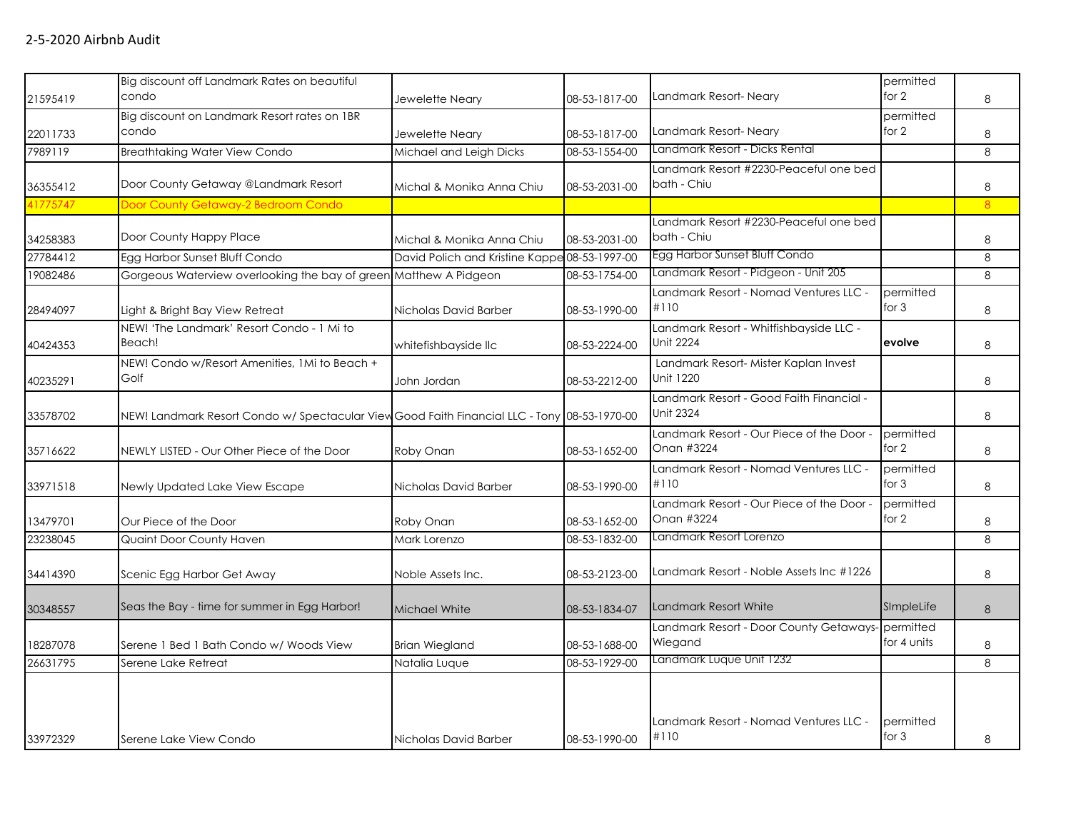## 2-5-2020 Airbnb Audit

| | | | | | | |
|---|---|---|---|---|---|---|
| 21595419 | Big discount off Landmark Rates on beautiful condo | Jewelette Neary | 08-53-1817-00 | Landmark Resort- Neary | permitted for 2 | 8 |
| 22011733 | Big discount on Landmark Resort rates on 1BR condo | Jewelette Neary | 08-53-1817-00 | Landmark Resort- Neary | permitted for 2 | 8 |
| 7989119 | Breathtaking Water View Condo | Michael and Leigh Dicks | 08-53-1554-00 | Landmark Resort - Dicks Rental | | 8 |
| 36355412 | Door County Getaway @Landmark Resort | Michal & Monika Anna Chiu | 08-53-2031-00 | Landmark Resort #2230-Peaceful one bed bath - Chiu | | 8 |
| 41775747 | Door County Getaway-2 Bedroom Condo | | | | | 8 |
| 34258383 | Door County Happy Place | Michal & Monika Anna Chiu | 08-53-2031-00 | Landmark Resort #2230-Peaceful one bed bath - Chiu | | 8 |
| 27784412 | Egg Harbor Sunset Bluff Condo | David Polich and Kristine Kappe | 08-53-1997-00 | Egg Harbor Sunset Bluff Condo | | 8 |
| 19082486 | Gorgeous Waterview overlooking the bay of green | Matthew A Pidgeon | 08-53-1754-00 | Landmark Resort - Pidgeon - Unit 205 | | 8 |
| 28494097 | Light & Bright Bay View Retreat | Nicholas David Barber | 08-53-1990-00 | Landmark Resort - Nomad Ventures LLC - #110 | permitted for 3 | 8 |
| 40424353 | NEW! 'The Landmark' Resort Condo - 1 Mi to Beach! | whitefishbayside llc | 08-53-2224-00 | Landmark Resort - Whitfishbayside LLC - Unit 2224 | **evolve** | 8 |
| 40235291 | NEW! Condo w/Resort Amenities, 1Mi to Beach + Golf | John Jordan | 08-53-2212-00 | Landmark Resort- Mister Kaplan Invest Unit 1220 | | 8 |
| 33578702 | NEW! Landmark Resort Condo w/ Spectacular View | Good Faith Financial LLC - Tony | 08-53-1970-00 | Landmark Resort - Good Faith Financial - Unit 2324 | | 8 |
| 35716622 | NEWLY LISTED - Our Other Piece of the Door | Roby Onan | 08-53-1652-00 | Landmark Resort - Our Piece of the Door - Onan #3224 | permitted for 2 | 8 |
| 33971518 | Newly Updated Lake View Escape | Nicholas David Barber | 08-53-1990-00 | Landmark Resort - Nomad Ventures LLC - #110 | permitted for 3 | 8 |
| 13479701 | Our Piece of the Door | Roby Onan | 08-53-1652-00 | Landmark Resort - Our Piece of the Door - Onan #3224 | permitted for 2 | 8 |
| 23238045 | Quaint Door County Haven | Mark Lorenzo | 08-53-1832-00 | Landmark Resort Lorenzo | | 8 |
| 34414390 | Scenic Egg Harbor Get Away | Noble Assets Inc. | 08-53-2123-00 | Landmark Resort - Noble Assets Inc #1226 | | 8 |
| 30348557 | Seas the Bay - time for summer in Egg Harbor! | Michael White | 08-53-1834-07 | Landmark Resort White | SImpleLife | 8 |
| 18287078 | Serene 1 Bed 1 Bath Condo w/ Woods View | Brian Wiegland | 08-53-1688-00 | Landmark Resort - Door County Getaways- Wiegand | permitted for 4 units | 8 |
| 26631795 | Serene Lake Retreat | Natalia Luque | 08-53-1929-00 | Landmark Luque Unit 1232 | | 8 |
| 33972329 | Serene Lake View Condo | Nicholas David Barber | 08-53-1990-00 | Landmark Resort - Nomad Ventures LLC - #110 | permitted for 3 | 8 |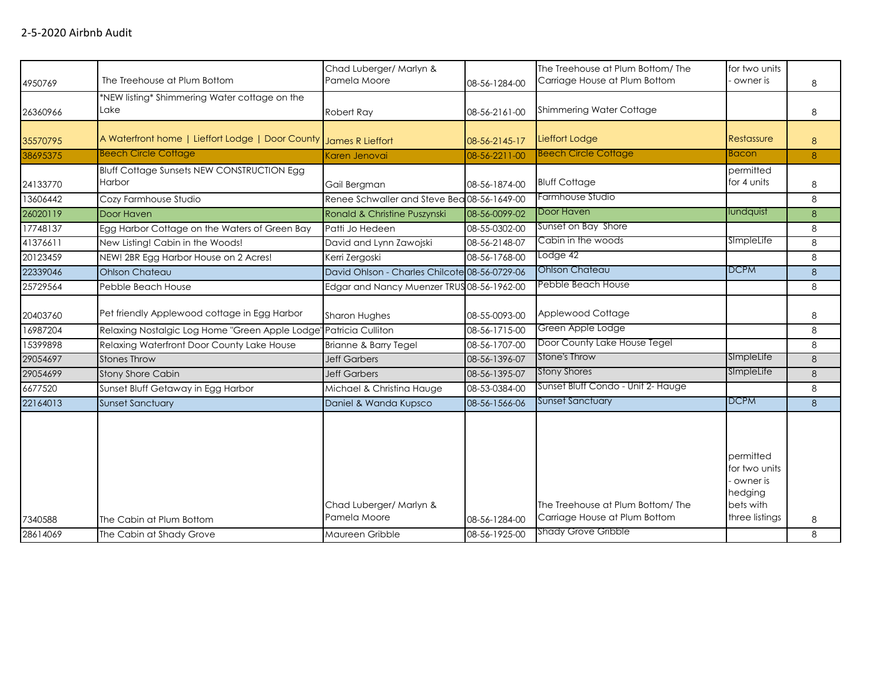2-5-2020 Airbnb Audit

| | | | | | | |
|---|---|---|---|---|---|---|
| 4950769 | The Treehouse at Plum Bottom | Chad Luberger/ Marlyn & Pamela Moore | 08-56-1284-00 | The Treehouse at Plum Bottom/ The Carriage House at Plum Bottom | for two units - owner is | 8 |
| 26360966 | *NEW listing* Shimmering Water cottage on the Lake | Robert Ray | 08-56-2161-00 | Shimmering Water Cottage | | 8 |
| 35570795 | A Waterfront home \| Lieffort Lodge \| Door County | James R Lieffort | 08-56-2145-17 | Lieffort Lodge | Restassure | 8 |
| 38695375 | Beech Circle Cottage | Karen Jenovai | 08-56-2211-00 | Beech Circle Cottage | Bacon | 8 |
| 24133770 | Bluff Cottage Sunsets NEW CONSTRUCTION Egg Harbor | Gail Bergman | 08-56-1874-00 | Bluff Cottage | permitted for 4 units | 8 |
| 13606442 | Cozy Farmhouse Studio | Renee Schwaller and Steve Bea | 08-56-1649-00 | Farmhouse Studio | | 8 |
| 26020119 | Door Haven | Ronald & Christine Puszynski | 08-56-0099-02 | Door Haven | lundquist | 8 |
| 17748137 | Egg Harbor Cottage on the Waters of Green Bay | Patti Jo Hedeen | 08-55-0302-00 | Sunset on Bay Shore | | 8 |
| 41376611 | New Listing! Cabin in the Woods! | David and Lynn Zawojski | 08-56-2148-07 | Cabin in the woods | SImpleLife | 8 |
| 20123459 | NEW! 2BR Egg Harbor House on 2 Acres! | Kerri Zergoski | 08-56-1768-00 | Lodge 42 | | 8 |
| 22339046 | Ohlson Chateau | David Ohlson - Charles Chilcote | 08-56-0729-06 | Ohlson Chateau | DCPM | 8 |
| 25729564 | Pebble Beach House | Edgar and Nancy Muenzer TRUS | 08-56-1962-00 | Pebble Beach House | | 8 |
| 20403760 | Pet friendly Applewood cottage in Egg Harbor | Sharon Hughes | 08-55-0093-00 | Applewood Cottage | | 8 |
| 16987204 | Relaxing Nostalgic Log Home "Green Apple Lodge" | Patricia Culliton | 08-56-1715-00 | Green Apple Lodge | | 8 |
| 15399898 | Relaxing Waterfront Door County Lake House | Brianne & Barry Tegel | 08-56-1707-00 | Door County Lake House Tegel | | 8 |
| 29054697 | Stones Throw | Jeff Garbers | 08-56-1396-07 | Stone's Throw | SImpleLife | 8 |
| 29054699 | Stony Shore Cabin | Jeff Garbers | 08-56-1395-07 | Stony Shores | SImpleLife | 8 |
| 6677520 | Sunset Bluff Getaway in Egg Harbor | Michael & Christina Hauge | 08-53-0384-00 | Sunset Bluff Condo - Unit 2- Hauge | | 8 |
| 22164013 | Sunset Sanctuary | Daniel & Wanda Kupsco | 08-56-1566-06 | Sunset Sanctuary | DCPM | 8 |
| 7340588 | The Cabin at Plum Bottom | Chad Luberger/ Marlyn & Pamela Moore | 08-56-1284-00 | The Treehouse at Plum Bottom/ The Carriage House at Plum Bottom | permitted for two units - owner is hedging bets with three listings | 8 |
| 28614069 | The Cabin at Shady Grove | Maureen Gribble | 08-56-1925-00 | Shady Grove Gribble | | 8 |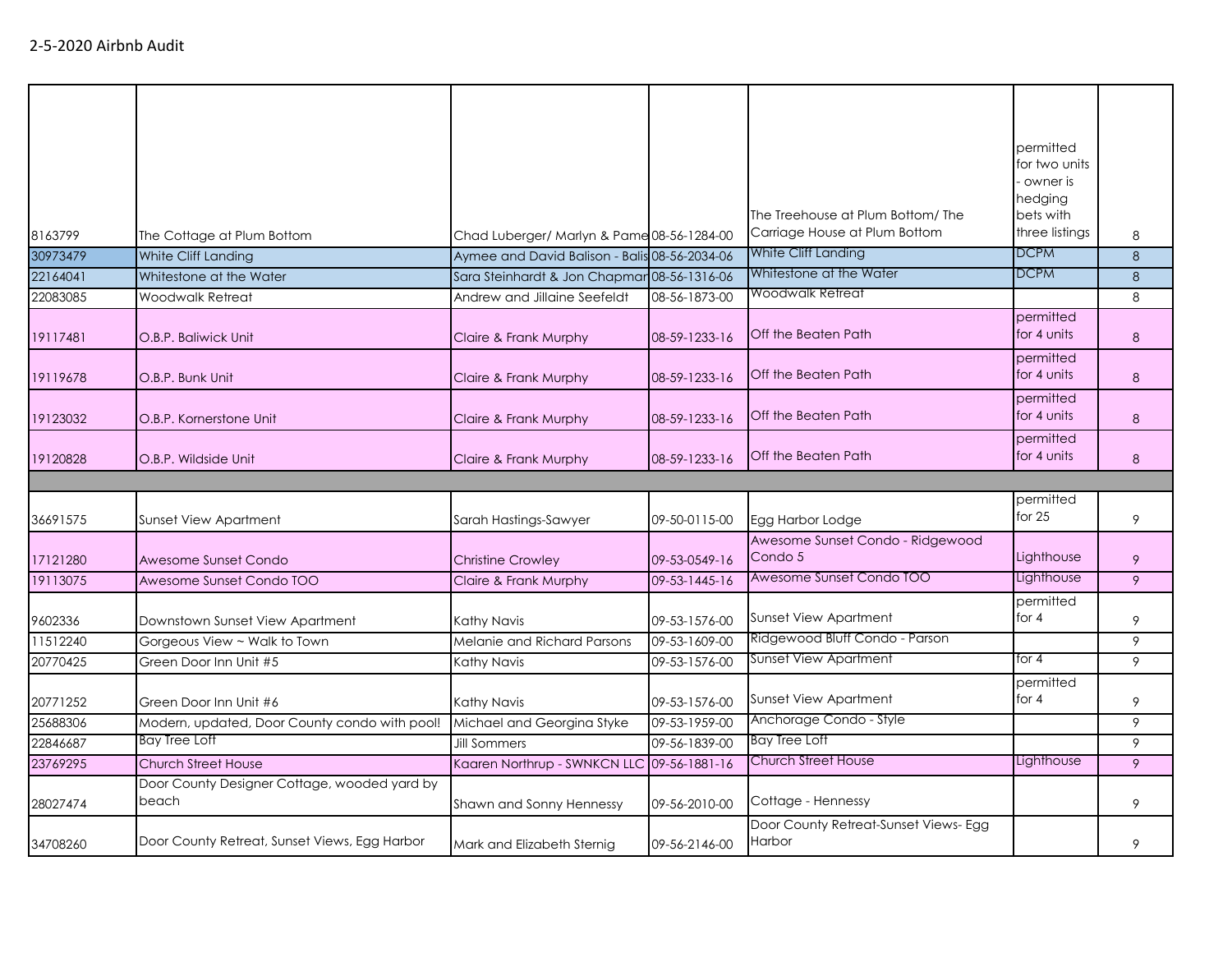2-5-2020 Airbnb Audit

| | | | | | | |
|---|---|---|---|---|---|---|
| 8163799 | The Cottage at Plum Bottom | Chad Luberger/ Marlyn & Pame | 08-56-1284-00 | The Treehouse at Plum Bottom/ The Carriage House at Plum Bottom | permitted for two units - owner is hedging bets with three listings | 8 |
| 30973479 | White Cliff Landing | Aymee and David Balison - Balis | 08-56-2034-06 | White Cliff Landing | DCPM | 8 |
| 22164041 | Whitestone at the Water | Sara Steinhardt & Jon Chapmar | 08-56-1316-06 | Whitestone at the Water | DCPM | 8 |
| 22083085 | Woodwalk Retreat | Andrew and Jillaine Seefeldt | 08-56-1873-00 | Woodwalk Retreat | | 8 |
| 19117481 | O.B.P. Baliwick Unit | Claire & Frank Murphy | 08-59-1233-16 | Off the Beaten Path | permitted for 4 units | 8 |
| 19119678 | O.B.P. Bunk Unit | Claire & Frank Murphy | 08-59-1233-16 | Off the Beaten Path | permitted for 4 units | 8 |
| 19123032 | O.B.P. Kornerstone Unit | Claire & Frank Murphy | 08-59-1233-16 | Off the Beaten Path | permitted for 4 units | 8 |
| 19120828 | O.B.P. Wildside Unit | Claire & Frank Murphy | 08-59-1233-16 | Off the Beaten Path | permitted for 4 units | 8 |
| | | | | | | |
| 36691575 | Sunset View Apartment | Sarah Hastings-Sawyer | 09-50-0115-00 | Egg Harbor Lodge | permitted for 25 | 9 |
| 17121280 | Awesome Sunset Condo | Christine Crowley | 09-53-0549-16 | Awesome Sunset Condo - Ridgewood Condo 5 | Lighthouse | 9 |
| 19113075 | Awesome Sunset Condo TOO | Claire & Frank Murphy | 09-53-1445-16 | Awesome Sunset Condo TOO | Lighthouse | 9 |
| 9602336 | Downtown Sunset View Apartment | Kathy Navis | 09-53-1576-00 | Sunset View Apartment | permitted for 4 | 9 |
| 11512240 | Gorgeous View ~ Walk to Town | Melanie and Richard Parsons | 09-53-1609-00 | Ridgewood Bluff Condo - Parson | | 9 |
| 20770425 | Green Door Inn Unit #5 | Kathy Navis | 09-53-1576-00 | Sunset View Apartment | for 4 | 9 |
| 20771252 | Green Door Inn Unit #6 | Kathy Navis | 09-53-1576-00 | Sunset View Apartment | permitted for 4 | 9 |
| 25688306 | Modern, updated, Door County condo with pool! | Michael and Georgina Styke | 09-53-1959-00 | Anchorage Condo - Style | | 9 |
| 22846687 | Bay Tree Loft | Jill Sommers | 09-56-1839-00 | Bay Tree Loft | | 9 |
| 23769295 | Church Street House | Kaaren Northrup - SWNKCN LLC | 09-56-1881-16 | Church Street House | Lighthouse | 9 |
| 28027474 | Door County Designer Cottage, wooded yard by beach | Shawn and Sonny Hennessy | 09-56-2010-00 | Cottage - Hennessy | | 9 |
| 34708260 | Door County Retreat, Sunset Views, Egg Harbor | Mark and Elizabeth Sternig | 09-56-2146-00 | Door County Retreat-Sunset Views- Egg Harbor | | 9 |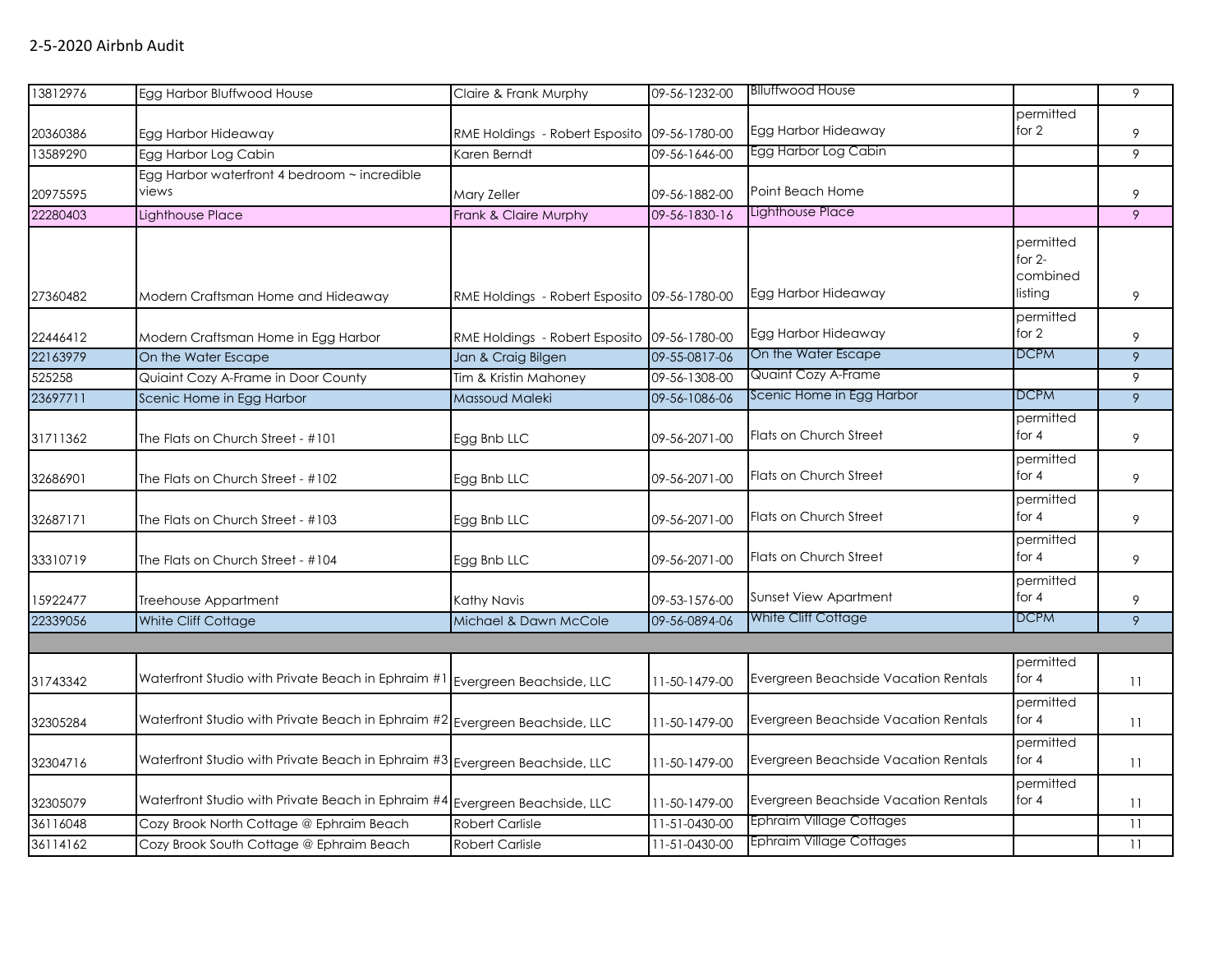2-5-2020 Airbnb Audit

| | | | | | | |
|---|---|---|---|---|---|---|
| 13812976 | Egg Harbor Bluffwood House | Claire & Frank Murphy | 09-56-1232-00 | Blluffwood House | | 9 |
| 20360386 | Egg Harbor Hideaway | RME Holdings - Robert Esposito | 09-56-1780-00 | Egg Harbor Hideaway | permitted for 2 | 9 |
| 13589290 | Egg Harbor Log Cabin | Karen Berndt | 09-56-1646-00 | Egg Harbor Log Cabin | | 9 |
| 20975595 | Egg Harbor waterfront 4 bedroom ~ incredible views | Mary Zeller | 09-56-1882-00 | Point Beach Home | | 9 |
| 22280403 | Lighthouse Place | Frank & Claire Murphy | 09-56-1830-16 | Lighthouse Place | | 9 |
| 27360482 | Modern Craftsman Home and Hideaway | RME Holdings - Robert Esposito | 09-56-1780-00 | Egg Harbor Hideaway | permitted for 2- combined listing | 9 |
| 22446412 | Modern Craftsman Home in Egg Harbor | RME Holdings - Robert Esposito | 09-56-1780-00 | Egg Harbor Hideaway | permitted for 2 | 9 |
| 22163979 | On the Water Escape | Jan & Craig Bilgen | 09-55-0817-06 | On the Water Escape | DCPM | 9 |
| 525258 | Quiaint Cozy A-Frame in Door County | Tim & Kristin Mahoney | 09-56-1308-00 | Quaint Cozy A-Frame | | 9 |
| 23697711 | Scenic Home in Egg Harbor | Massoud Maleki | 09-56-1086-06 | Scenic Home in Egg Harbor | DCPM | 9 |
| 31711362 | The Flats on Church Street - #101 | Egg Bnb LLC | 09-56-2071-00 | Flats on Church Street | permitted for 4 | 9 |
| 32686901 | The Flats on Church Street - #102 | Egg Bnb LLC | 09-56-2071-00 | Flats on Church Street | permitted for 4 | 9 |
| 32687171 | The Flats on Church Street - #103 | Egg Bnb LLC | 09-56-2071-00 | Flats on Church Street | permitted for 4 | 9 |
| 33310719 | The Flats on Church Street - #104 | Egg Bnb LLC | 09-56-2071-00 | Flats on Church Street | permitted for 4 | 9 |
| 15922477 | Treehouse Appartment | Kathy Navis | 09-53-1576-00 | Sunset View Apartment | permitted for 4 | 9 |
| 22339056 | White Cliff Cottage | Michael & Dawn McCole | 09-56-0894-06 | White Cliff Cottage | DCPM | 9 |
| | | | | | | |
| 31743342 | Waterfront Studio with Private Beach in Ephraim #1 | Evergreen Beachside, LLC | 11-50-1479-00 | Evergreen Beachside Vacation Rentals | permitted for 4 | 11 |
| 32305284 | Waterfront Studio with Private Beach in Ephraim #2 | Evergreen Beachside, LLC | 11-50-1479-00 | Evergreen Beachside Vacation Rentals | permitted for 4 | 11 |
| 32304716 | Waterfront Studio with Private Beach in Ephraim #3 | Evergreen Beachside, LLC | 11-50-1479-00 | Evergreen Beachside Vacation Rentals | permitted for 4 | 11 |
| 32305079 | Waterfront Studio with Private Beach in Ephraim #4 | Evergreen Beachside, LLC | 11-50-1479-00 | Evergreen Beachside Vacation Rentals | permitted for 4 | 11 |
| 36116048 | Cozy Brook North Cottage @ Ephraim Beach | Robert Carlisle | 11-51-0430-00 | Ephraim Village Cottages | | 11 |
| 36114162 | Cozy Brook South Cottage @ Ephraim Beach | Robert Carlisle | 11-51-0430-00 | Ephraim Village Cottages | | 11 |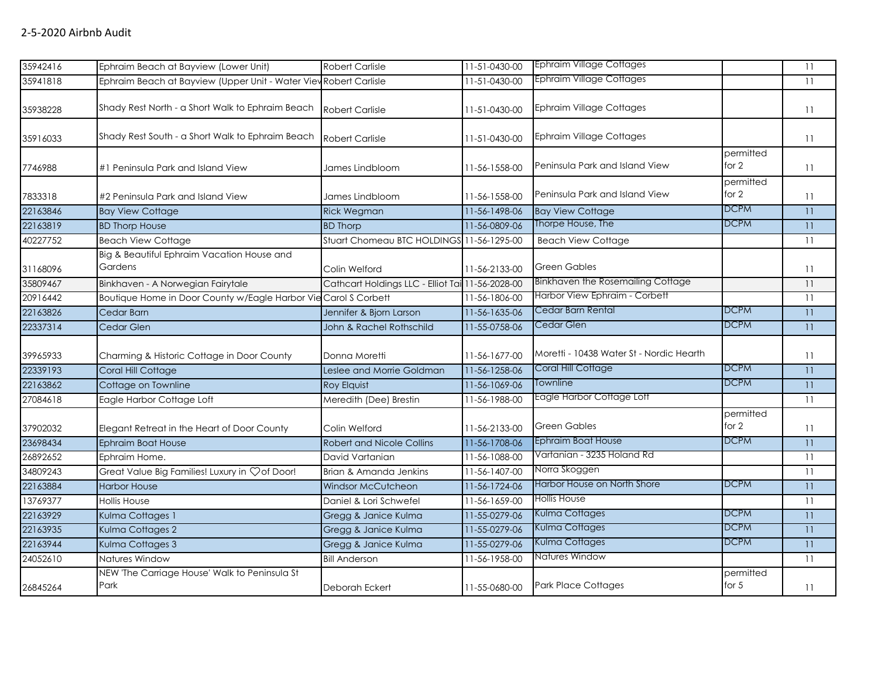2-5-2020 Airbnb Audit

| | | | | | | |
|---|---|---|---|---|---|---|
| 35942416 | Ephraim Beach at Bayview (Lower Unit) | Robert Carlisle | 11-51-0430-00 | Ephraim Village Cottages | | 11 |
| 35941818 | Ephraim Beach at Bayview (Upper Unit - Water View | Robert Carlisle | 11-51-0430-00 | Ephraim Village Cottages | | 11 |
| 35938228 | Shady Rest North - a Short Walk to Ephraim Beach | Robert Carlisle | 11-51-0430-00 | Ephraim Village Cottages | | 11 |
| 35916033 | Shady Rest South - a Short Walk to Ephraim Beach | Robert Carlisle | 11-51-0430-00 | Ephraim Village Cottages | | 11 |
| 7746988 | #1 Peninsula Park and Island View | James Lindbloom | 11-56-1558-00 | Peninsula Park and Island View | permitted for 2 | 11 |
| 7833318 | #2 Peninsula Park and Island View | James Lindbloom | 11-56-1558-00 | Peninsula Park and Island View | permitted for 2 | 11 |
| 22163846 | Bay View Cottage | Rick Wegman | 11-56-1498-06 | Bay View Cottage | DCPM | 11 |
| 22163819 | BD Thorp House | BD Thorp | 11-56-0809-06 | Thorpe House, The | DCPM | 11 |
| 40227752 | Beach View Cottage | Stuart Chomeau BTC HOLDINGS | 11-56-1295-00 | Beach View Cottage | | 11 |
| 31168096 | Big & Beautiful Ephraim Vacation House and Gardens | Colin Welford | 11-56-2133-00 | Green Gables | | 11 |
| 35809467 | Binkhaven - A Norwegian Fairytale | Cathcart Holdings LLC - Elliot Tai | 11-56-2028-00 | Binkhaven the Rosemailing Cottage | | 11 |
| 20916442 | Boutique Home in Door County w/Eagle Harbor Vie | Carol S Corbett | 11-56-1806-00 | Harbor View Ephraim - Corbett | | 11 |
| 22163826 | Cedar Barn | Jennifer & Bjorn Larson | 11-56-1635-06 | Cedar Barn Rental | DCPM | 11 |
| 22337314 | Cedar Glen | John & Rachel Rothschild | 11-55-0758-06 | Cedar Glen | DCPM | 11 |
| 39965933 | Charming & Historic Cottage in Door County | Donna Moretti | 11-56-1677-00 | Moretti - 10438 Water St - Nordic Hearth | | 11 |
| 22339193 | Coral Hill Cottage | Leslee and Morrie Goldman | 11-56-1258-06 | Coral Hill Cottage | DCPM | 11 |
| 22163862 | Cottage on Townline | Roy Elquist | 11-56-1069-06 | Townline | DCPM | 11 |
| 27084618 | Eagle Harbor Cottage Loft | Meredith (Dee) Brestin | 11-56-1988-00 | Eagle Harbor Cottage Loft | | 11 |
| 37902032 | Elegant Retreat in the Heart of Door County | Colin Welford | 11-56-2133-00 | Green Gables | permitted for 2 | 11 |
| 23698434 | Ephraim Boat House | Robert and Nicole Collins | 11-56-1708-06 | Ephraim Boat House | DCPM | 11 |
| 26892652 | Ephraim Home. | David Vartanian | 11-56-1088-00 | Vartanian - 3235 Holand Rd | | 11 |
| 34809243 | Great Value Big Families! Luxury in ♡of Door! | Brian & Amanda Jenkins | 11-56-1407-00 | Norra Skoggen | | 11 |
| 22163884 | Harbor House | Windsor McCutcheon | 11-56-1724-06 | Harbor House on North Shore | DCPM | 11 |
| 13769377 | Hollis House | Daniel & Lori Schwefel | 11-56-1659-00 | Hollis House | | 11 |
| 22163929 | Kulma Cottages 1 | Gregg & Janice Kulma | 11-55-0279-06 | Kulma Cottages | DCPM | 11 |
| 22163935 | Kulma Cottages 2 | Gregg & Janice Kulma | 11-55-0279-06 | Kulma Cottages | DCPM | 11 |
| 22163944 | Kulma Cottages 3 | Gregg & Janice Kulma | 11-55-0279-06 | Kulma Cottages | DCPM | 11 |
| 24052610 | Natures Window | Bill Anderson | 11-56-1958-00 | Natures Window | | 11 |
| 26845264 | NEW 'The Carriage House' Walk to Peninsula St Park | Deborah Eckert | 11-55-0680-00 | Park Place Cottages | permitted for 5 | 11 |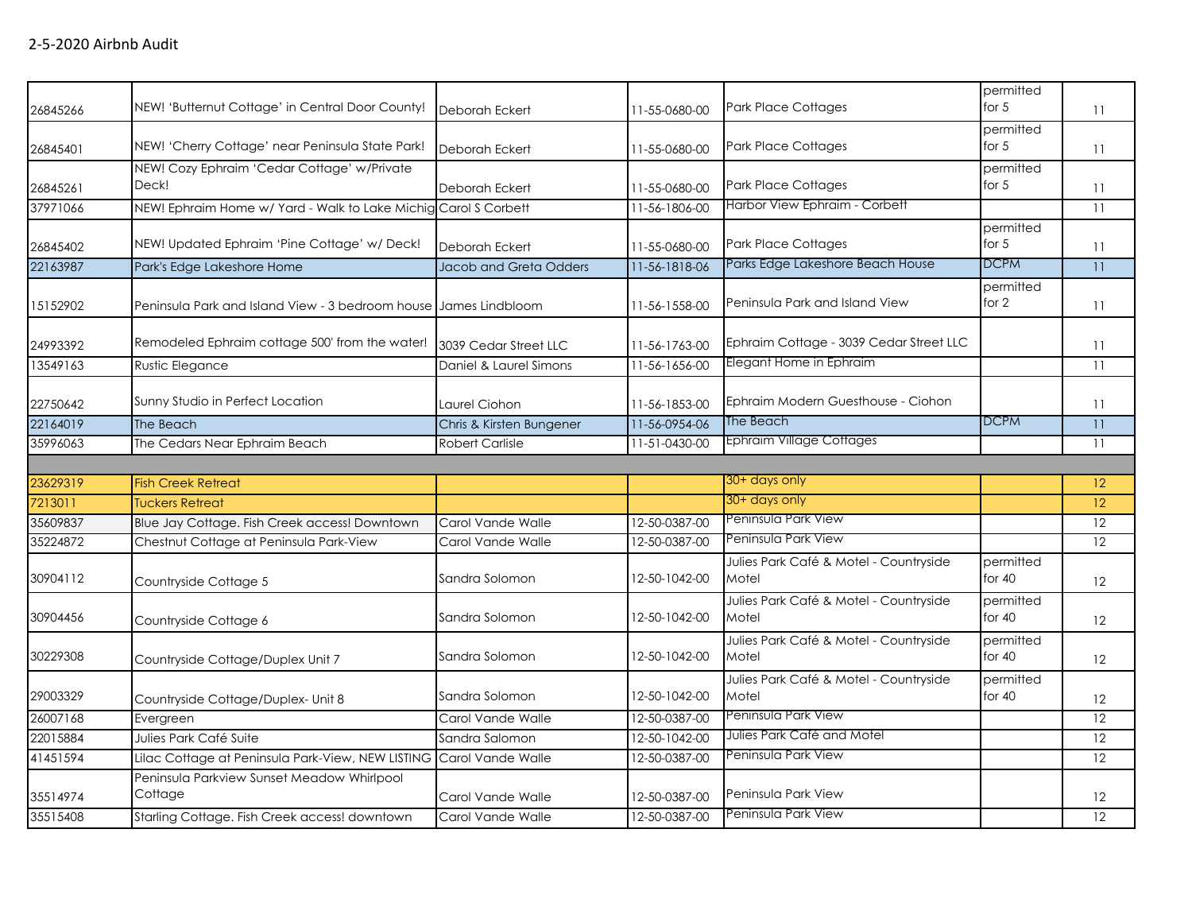2-5-2020 Airbnb Audit

| | | | | | | |
|---|---|---|---|---|---|---|
| 26845266 | NEW! 'Butternut Cottage' in Central Door County! | Deborah Eckert | 11-55-0680-00 | Park Place Cottages | permitted for 5 | 11 |
| 26845401 | NEW! 'Cherry Cottage' near Peninsula State Park! | Deborah Eckert | 11-55-0680-00 | Park Place Cottages | permitted for 5 | 11 |
| 26845261 | NEW! Cozy Ephraim 'Cedar Cottage' w/Private Deck! | Deborah Eckert | 11-55-0680-00 | Park Place Cottages | permitted for 5 | 11 |
| 37971066 | NEW! Ephraim Home w/ Yard - Walk to Lake Michig | Carol S Corbett | 11-56-1806-00 | Harbor View Ephraim - Corbett | | 11 |
| 26845402 | NEW! Updated Ephraim 'Pine Cottage' w/ Deck! | Deborah Eckert | 11-55-0680-00 | Park Place Cottages | permitted for 5 | 11 |
| 22163987 | Park's Edge Lakeshore Home | Jacob and Greta Odders | 11-56-1818-06 | Parks Edge Lakeshore Beach House | DCPM | 11 |
| 15152902 | Peninsula Park and Island View - 3 bedroom house | James Lindbloom | 11-56-1558-00 | Peninsula Park and Island View | permitted for 2 | 11 |
| 24993392 | Remodeled Ephraim cottage 500' from the water! | 3039 Cedar Street LLC | 11-56-1763-00 | Ephraim Cottage - 3039 Cedar Street LLC | | 11 |
| 13549163 | Rustic Elegance | Daniel & Laurel Simons | 11-56-1656-00 | Elegant Home in Ephraim | | 11 |
| 22750642 | Sunny Studio in Perfect Location | Laurel Ciohon | 11-56-1853-00 | Ephraim Modern Guesthouse - Ciohon | | 11 |
| 22164019 | The Beach | Chris & Kirsten Bungener | 11-56-0954-06 | The Beach | DCPM | 11 |
| 35996063 | The Cedars Near Ephraim Beach | Robert Carlisle | 11-51-0430-00 | Ephraim Village Cottages | | 11 |
| | | | | | | |
| 23629319 | Fish Creek Retreat | | | 30+ days only | | 12 |
| 7213011 | Tuckers Retreat | | | 30+ days only | | 12 |
| 35609837 | Blue Jay Cottage. Fish Creek access! Downtown | Carol Vande Walle | 12-50-0387-00 | Peninsula Park View | | 12 |
| 35224872 | Chestnut Cottage at Peninsula Park-View | Carol Vande Walle | 12-50-0387-00 | Peninsula Park View | | 12 |
| 30904112 | Countryside Cottage 5 | Sandra Solomon | 12-50-1042-00 | Julies Park Café & Motel - Countryside Motel | permitted for 40 | 12 |
| 30904456 | Countryside Cottage 6 | Sandra Solomon | 12-50-1042-00 | Julies Park Café & Motel - Countryside Motel | permitted for 40 | 12 |
| 30229308 | Countryside Cottage/Duplex Unit 7 | Sandra Solomon | 12-50-1042-00 | Julies Park Café & Motel - Countryside Motel | permitted for 40 | 12 |
| 29003329 | Countryside Cottage/Duplex- Unit 8 | Sandra Solomon | 12-50-1042-00 | Julies Park Café & Motel - Countryside Motel | permitted for 40 | 12 |
| 26007168 | Evergreen | Carol Vande Walle | 12-50-0387-00 | Peninsula Park View | | 12 |
| 22015884 | Julies Park Café Suite | Sandra Salomon | 12-50-1042-00 | Julies Park Café and Motel | | 12 |
| 41451594 | Lilac Cottage at Peninsula Park-View, NEW LISTING | Carol Vande Walle | 12-50-0387-00 | Peninsula Park View | | 12 |
| 35514974 | Peninsula Parkview Sunset Meadow Whirlpool Cottage | Carol Vande Walle | 12-50-0387-00 | Peninsula Park View | | 12 |
| 35515408 | Starling Cottage. Fish Creek access! downtown | Carol Vande Walle | 12-50-0387-00 | Peninsula Park View | | 12 |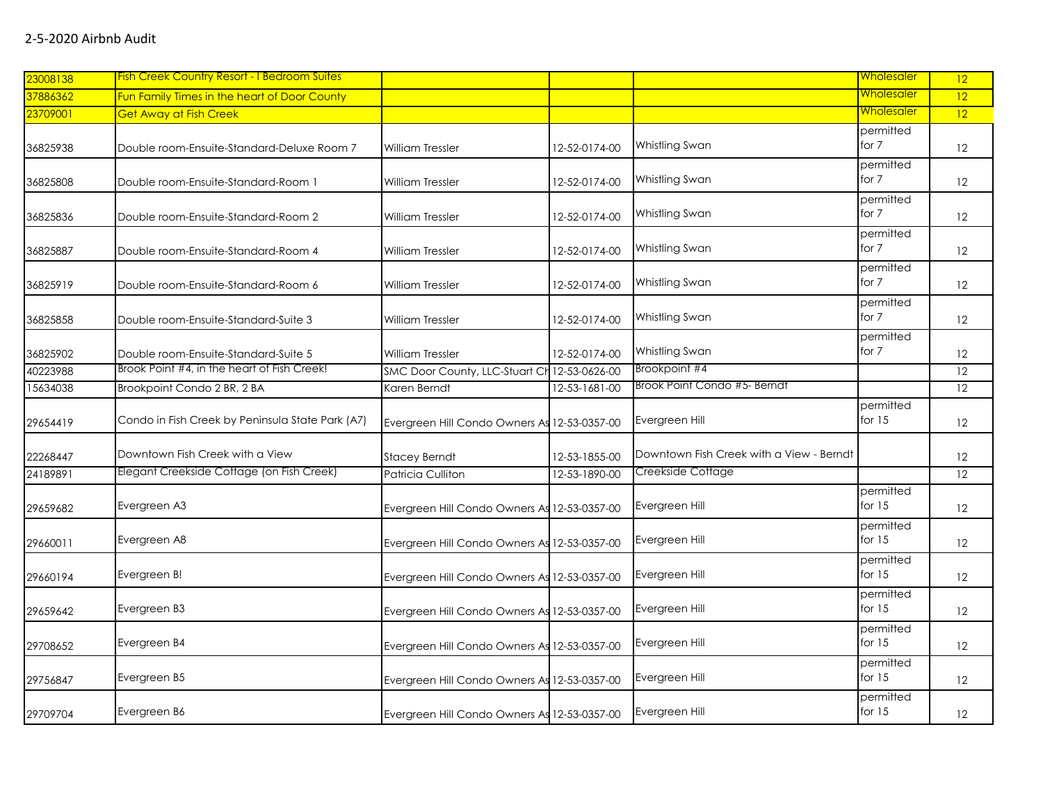## 2-5-2020 Airbnb Audit

| | | | | | | |
|---|---|---|---|---|---|---|
| 23008138 | Fish Creek Country Resort - I Bedroom Suites | | | | Wholesaler | 12 |
| 37886362 | Fun Family Times in the heart of Door County | | | | Wholesaler | 12 |
| 23709001 | Get Away at Fish Creek | | | | Wholesaler | 12 |
| 36825938 | Double room-Ensuite-Standard-Deluxe Room 7 | William Tressler | 12-52-0174-00 | Whistling Swan | permitted for 7 | 12 |
| 36825808 | Double room-Ensuite-Standard-Room 1 | William Tressler | 12-52-0174-00 | Whistling Swan | permitted for 7 | 12 |
| 36825836 | Double room-Ensuite-Standard-Room 2 | William Tressler | 12-52-0174-00 | Whistling Swan | permitted for 7 | 12 |
| 36825887 | Double room-Ensuite-Standard-Room 4 | William Tressler | 12-52-0174-00 | Whistling Swan | permitted for 7 | 12 |
| 36825919 | Double room-Ensuite-Standard-Room 6 | William Tressler | 12-52-0174-00 | Whistling Swan | permitted for 7 | 12 |
| 36825858 | Double room-Ensuite-Standard-Suite 3 | William Tressler | 12-52-0174-00 | Whistling Swan | permitted for 7 | 12 |
| 36825902 | Double room-Ensuite-Standard-Suite 5 | William Tressler | 12-52-0174-00 | Whistling Swan | permitted for 7 | 12 |
| 40223988 | Brook Point #4, in the heart of Fish Creek! | SMC Door County, LLC-Stuart Ch | 12-53-0626-00 | Brookpoint #4 | | 12 |
| 15634038 | Brookpoint Condo 2 BR, 2 BA | Karen Berndt | 12-53-1681-00 | Brook Point Condo #5- Berndt | | 12 |
| 29654419 | Condo in Fish Creek by Peninsula State Park (A7) | Evergreen Hill Condo Owners As | 12-53-0357-00 | Evergreen Hill | permitted for 15 | 12 |
| 22268447 | Downtown Fish Creek with a View | Stacey Berndt | 12-53-1855-00 | Downtown Fish Creek with a View - Berndt | | 12 |
| 24189891 | Elegant Creekside Cottage (on Fish Creek) | Patricia Culliton | 12-53-1890-00 | Creekside Cottage | | 12 |
| 29659682 | Evergreen A3 | Evergreen Hill Condo Owners As | 12-53-0357-00 | Evergreen Hill | permitted for 15 | 12 |
| 29660011 | Evergreen A8 | Evergreen Hill Condo Owners As | 12-53-0357-00 | Evergreen Hill | permitted for 15 | 12 |
| 29660194 | Evergreen B! | Evergreen Hill Condo Owners As | 12-53-0357-00 | Evergreen Hill | permitted for 15 | 12 |
| 29659642 | Evergreen B3 | Evergreen Hill Condo Owners As | 12-53-0357-00 | Evergreen Hill | permitted for 15 | 12 |
| 29708652 | Evergreen B4 | Evergreen Hill Condo Owners As | 12-53-0357-00 | Evergreen Hill | permitted for 15 | 12 |
| 29756847 | Evergreen B5 | Evergreen Hill Condo Owners As | 12-53-0357-00 | Evergreen Hill | permitted for 15 | 12 |
| 29709704 | Evergreen B6 | Evergreen Hill Condo Owners As | 12-53-0357-00 | Evergreen Hill | permitted for 15 | 12 |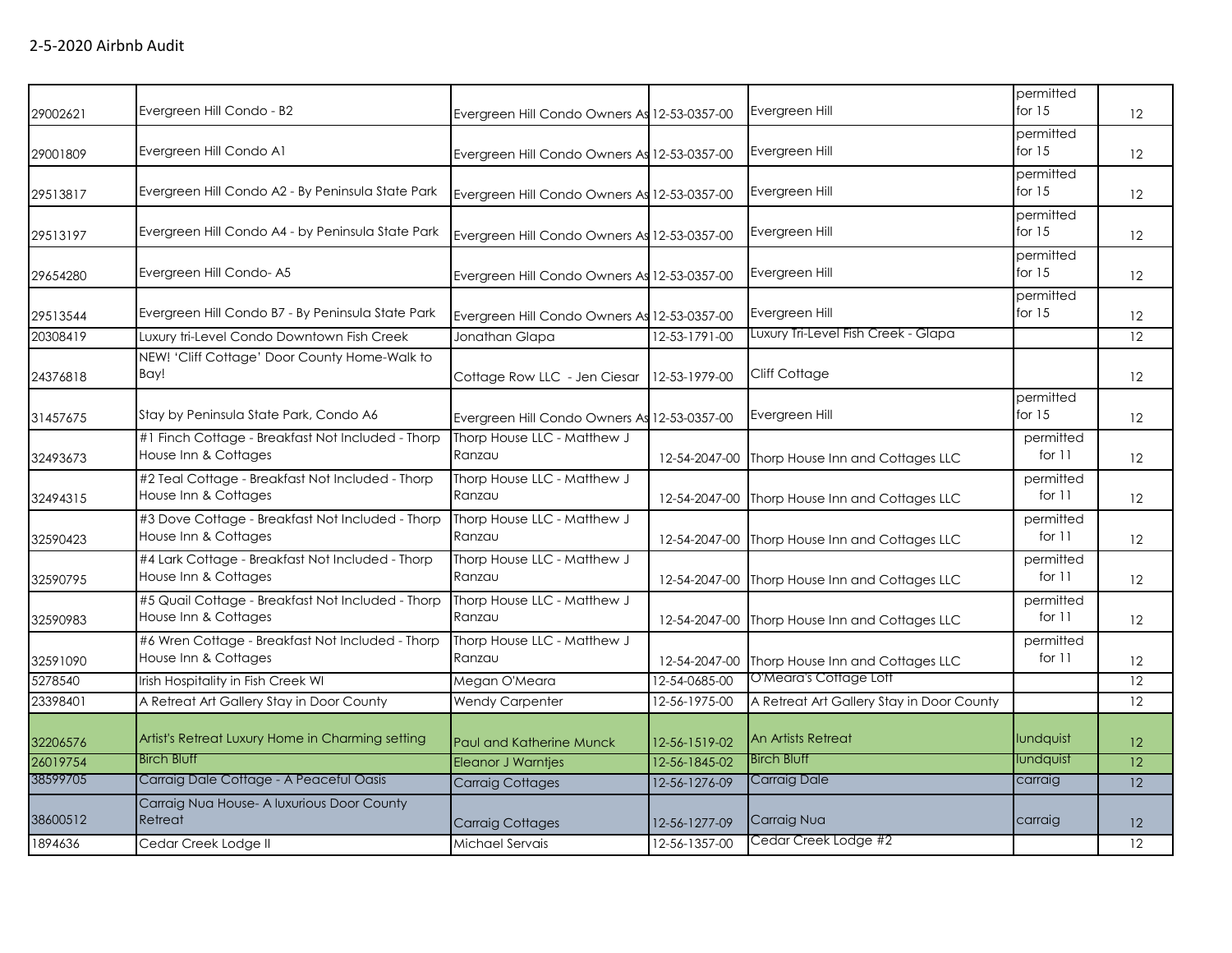2-5-2020 Airbnb Audit

| | | | | | | |
|---|---|---|---|---|---|---|
| 29002621 | Evergreen Hill Condo - B2 | Evergreen Hill Condo Owners As | 12-53-0357-00 | Evergreen Hill | permitted for 15 | 12 |
| 29001809 | Evergreen Hill Condo A1 | Evergreen Hill Condo Owners As | 12-53-0357-00 | Evergreen Hill | permitted for 15 | 12 |
| 29513817 | Evergreen Hill Condo A2 - By Peninsula State Park | Evergreen Hill Condo Owners As | 12-53-0357-00 | Evergreen Hill | permitted for 15 | 12 |
| 29513197 | Evergreen Hill Condo A4 - by Peninsula State Park | Evergreen Hill Condo Owners As | 12-53-0357-00 | Evergreen Hill | permitted for 15 | 12 |
| 29654280 | Evergreen Hill Condo- A5 | Evergreen Hill Condo Owners As | 12-53-0357-00 | Evergreen Hill | permitted for 15 | 12 |
| 29513544 | Evergreen Hill Condo B7 - By Peninsula State Park | Evergreen Hill Condo Owners As | 12-53-0357-00 | Evergreen Hill | permitted for 15 | 12 |
| 20308419 | Luxury tri-Level Condo Downtown Fish Creek | Jonathan Glapa | 12-53-1791-00 | Luxury Tri-Level Fish Creek - Glapa | | 12 |
| 24376818 | NEW! 'Cliff Cottage' Door County Home-Walk to Bay! | Cottage Row LLC - Jen Ciesar | 12-53-1979-00 | Cliff Cottage | | 12 |
| 31457675 | Stay by Peninsula State Park, Condo A6 | Evergreen Hill Condo Owners As | 12-53-0357-00 | Evergreen Hill | permitted for 15 | 12 |
| 32493673 | #1 Finch Cottage - Breakfast Not Included - Thorp House Inn & Cottages | Thorp House LLC - Matthew J Ranzau | 12-54-2047-00 | Thorp House Inn and Cottages LLC | permitted for 11 | 12 |
| 32494315 | #2 Teal Cottage - Breakfast Not Included - Thorp House Inn & Cottages | Thorp House LLC - Matthew J Ranzau | 12-54-2047-00 | Thorp House Inn and Cottages LLC | permitted for 11 | 12 |
| 32590423 | #3 Dove Cottage - Breakfast Not Included - Thorp House Inn & Cottages | Thorp House LLC - Matthew J Ranzau | 12-54-2047-00 | Thorp House Inn and Cottages LLC | permitted for 11 | 12 |
| 32590795 | #4 Lark Cottage - Breakfast Not Included - Thorp House Inn & Cottages | Thorp House LLC - Matthew J Ranzau | 12-54-2047-00 | Thorp House Inn and Cottages LLC | permitted for 11 | 12 |
| 32590983 | #5 Quail Cottage - Breakfast Not Included - Thorp House Inn & Cottages | Thorp House LLC - Matthew J Ranzau | 12-54-2047-00 | Thorp House Inn and Cottages LLC | permitted for 11 | 12 |
| 32591090 | #6 Wren Cottage - Breakfast Not Included - Thorp House Inn & Cottages | Thorp House LLC - Matthew J Ranzau | 12-54-2047-00 | Thorp House Inn and Cottages LLC | permitted for 11 | 12 |
| 5278540 | Irish Hospitality in Fish Creek WI | Megan O'Meara | 12-54-0685-00 | O'Meara's Cottage Loft | | 12 |
| 23398401 | A Retreat Art Gallery Stay in Door County | Wendy Carpenter | 12-56-1975-00 | A Retreat Art Gallery Stay in Door County | | 12 |
| 32206576 | Artist's Retreat Luxury Home in Charming setting | Paul and Katherine Munck | 12-56-1519-02 | An Artists Retreat | lundquist | 12 |
| 26019754 | Birch Bluff | Eleanor J Warntjes | 12-56-1845-02 | Birch Bluff | lundquist | 12 |
| 38599705 | Carraig Dale Cottage - A Peaceful Oasis | Carraig Cottages | 12-56-1276-09 | Carraig Dale | carraig | 12 |
| 38600512 | Carraig Nua House- A luxurious Door County Retreat | Carraig Cottages | 12-56-1277-09 | Carraig Nua | carraig | 12 |
| 1894636 | Cedar Creek Lodge II | Michael Servais | 12-56-1357-00 | Cedar Creek Lodge #2 | | 12 |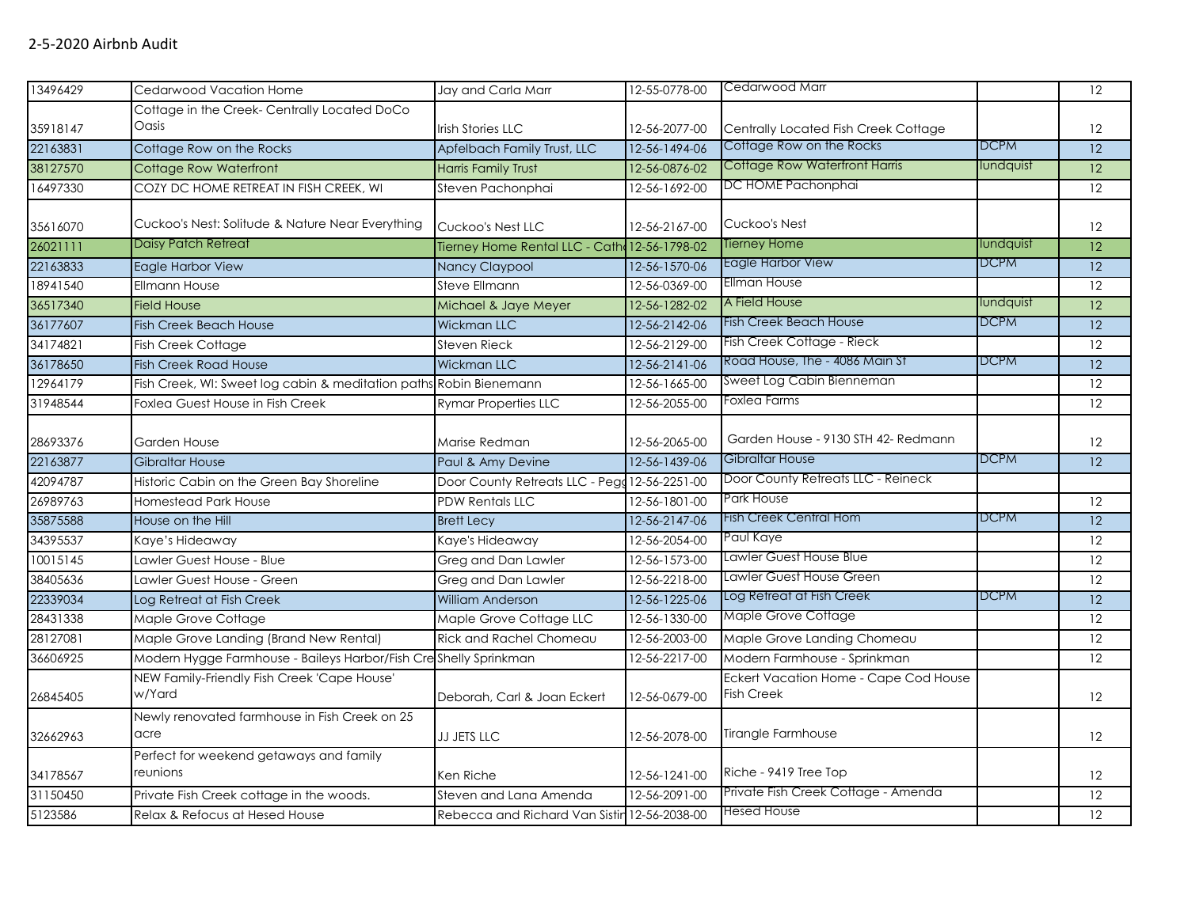## 2-5-2020 Airbnb Audit

| | | | | | | |
|---|---|---|---|---|---|---|
| 13496429 | Cedarwood Vacation Home | Jay and Carla Marr | 12-55-0778-00 | Cedarwood Marr | | 12 |
| 35918147 | Cottage in the Creek- Centrally Located DoCo Oasis | Irish Stories LLC | 12-56-2077-00 | Centrally Located Fish Creek Cottage | | 12 |
| 22163831 | Cottage Row on the Rocks | Apfelbach Family Trust, LLC | 12-56-1494-06 | Cottage Row on the Rocks | DCPM | 12 |
| 38127570 | Cottage Row Waterfront | Harris Family Trust | 12-56-0876-02 | Cottage Row Waterfront Harris | lundquist | 12 |
| 16497330 | COZY DC HOME RETREAT IN FISH CREEK, WI | Steven Pachonphai | 12-56-1692-00 | DC HOME Pachonphai | | 12 |
| 35616070 | Cuckoo's Nest: Solitude & Nature Near Everything | Cuckoo's Nest LLC | 12-56-2167-00 | Cuckoo's Nest | | 12 |
| 26021111 | Daisy Patch Retreat | Tierney Home Rental LLC - Cath | 12-56-1798-02 | Tierney Home | lundquist | 12 |
| 22163833 | Eagle Harbor View | Nancy Claypool | 12-56-1570-06 | Eagle Harbor View | DCPM | 12 |
| 18941540 | Ellmann House | Steve Ellmann | 12-56-0369-00 | Ellman House | | 12 |
| 36517340 | Field House | Michael & Jaye Meyer | 12-56-1282-02 | A Field House | lundquist | 12 |
| 36177607 | Fish Creek Beach House | Wickman LLC | 12-56-2142-06 | Fish Creek Beach House | DCPM | 12 |
| 34174821 | Fish Creek Cottage | Steven Rieck | 12-56-2129-00 | Fish Creek Cottage - Rieck | | 12 |
| 36178650 | Fish Creek Road House | Wickman LLC | 12-56-2141-06 | Road House, The - 4086 Main St | DCPM | 12 |
| 12964179 | Fish Creek, WI: Sweet log cabin & meditation paths | Robin Bienemann | 12-56-1665-00 | Sweet Log Cabin Bienneman | | 12 |
| 31948544 | Foxlea Guest House in Fish Creek | Rymar Properties LLC | 12-56-2055-00 | Foxlea Farms | | 12 |
| 28693376 | Garden House | Marise Redman | 12-56-2065-00 | Garden House - 9130 STH 42- Redmann | | 12 |
| 22163877 | Gibraltar House | Paul & Amy Devine | 12-56-1439-06 | Gibraltar House | DCPM | 12 |
| 42094787 | Historic Cabin on the Green Bay Shoreline | Door County Retreats LLC - Pegg | 12-56-2251-00 | Door County Retreats LLC - Reineck | | |
| 26989763 | Homestead Park House | PDW Rentals LLC | 12-56-1801-00 | Park House | | 12 |
| 35875588 | House on the Hill | Brett Lecy | 12-56-2147-06 | Fish Creek Central Hom | DCPM | 12 |
| 34395537 | Kaye's Hideaway | Kaye's Hideaway | 12-56-2054-00 | Paul Kaye | | 12 |
| 10015145 | Lawler Guest House - Blue | Greg and Dan Lawler | 12-56-1573-00 | Lawler Guest House Blue | | 12 |
| 38405636 | Lawler Guest House - Green | Greg and Dan Lawler | 12-56-2218-00 | Lawler Guest House Green | | 12 |
| 22339034 | Log Retreat at Fish Creek | William Anderson | 12-56-1225-06 | Log Retreat at Fish Creek | DCPM | 12 |
| 28431338 | Maple Grove Cottage | Maple Grove Cottage LLC | 12-56-1330-00 | Maple Grove Cottage | | 12 |
| 28127081 | Maple Grove Landing (Brand New Rental) | Rick and Rachel Chomeau | 12-56-2003-00 | Maple Grove Landing Chomeau | | 12 |
| 36606925 | Modern Hygge Farmhouse - Baileys Harbor/Fish Cre | Shelly Sprinkman | 12-56-2217-00 | Modern Farmhouse - Sprinkman | | 12 |
| 26845405 | NEW Family-Friendly Fish Creek 'Cape House' w/Yard | Deborah, Carl & Joan Eckert | 12-56-0679-00 | Eckert Vacation Home - Cape Cod House Fish Creek | | 12 |
| 32662963 | Newly renovated farmhouse in Fish Creek on 25 acre | JJ JETS LLC | 12-56-2078-00 | Tirangle Farmhouse | | 12 |
| 34178567 | Perfect for weekend getaways and family reunions | Ken Riche | 12-56-1241-00 | Riche - 9419 Tree Top | | 12 |
| 31150450 | Private Fish Creek cottage in the woods. | Steven and Lana Amenda | 12-56-2091-00 | Private Fish Creek Cottage - Amenda | | 12 |
| 5123586 | Relax & Refocus at Hesed House | Rebecca and Richard Van Sistir | 12-56-2038-00 | Hesed House | | 12 |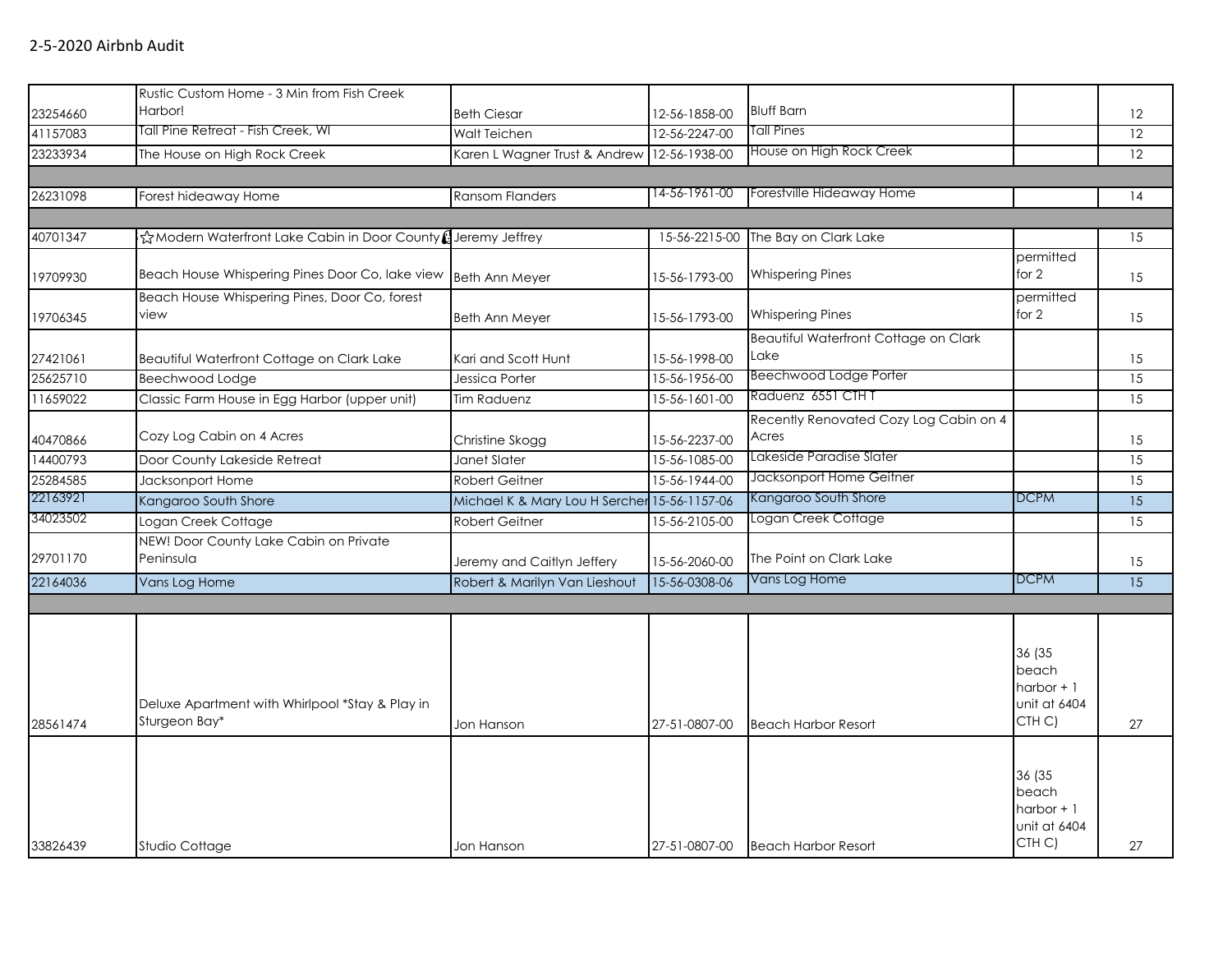## 2-5-2020 Airbnb Audit

| | | | | | | |
|---|---|---|---|---|---|---|
| 23254660 | Rustic Custom Home - 3 Min from Fish Creek Harbor! | Beth Ciesar | 12-56-1858-00 | Bluff Barn | | 12 |
| 41157083 | Tall Pine Retreat - Fish Creek, WI | Walt Teichen | 12-56-2247-00 | Tall Pines | | 12 |
| 23233934 | The House on High Rock Creek | Karen L Wagner Trust & Andrew | 12-56-1938-00 | House on High Rock Creek | | 12 |
| | | | | | | |
| 26231098 | Forest hideaway Home | Ransom Flanders | 14-56-1961-00 | Forestville Hideaway Home | | 14 |
| | | | | | | |
| 40701347 | ☆Modern Waterfront Lake Cabin in Door County | Jeremy Jeffrey | 15-56-2215-00 | The Bay on Clark Lake | | 15 |
| 19709930 | Beach House Whispering Pines Door Co, lake view | Beth Ann Meyer | 15-56-1793-00 | Whispering Pines | permitted for 2 | 15 |
| 19706345 | Beach House Whispering Pines, Door Co, forest view | Beth Ann Meyer | 15-56-1793-00 | Whispering Pines | permitted for 2 | 15 |
| 27421061 | Beautiful Waterfront Cottage on Clark Lake | Kari and Scott Hunt | 15-56-1998-00 | Beautiful Waterfront Cottage on Clark Lake | | 15 |
| 25625710 | Beechwood Lodge | Jessica Porter | 15-56-1956-00 | Beechwood Lodge Porter | | 15 |
| 11659022 | Classic Farm House in Egg Harbor (upper unit) | Tim Raduenz | 15-56-1601-00 | Raduenz 6551 CTH T | | 15 |
| 40470866 | Cozy Log Cabin on 4 Acres | Christine Skogg | 15-56-2237-00 | Recently Renovated Cozy Log Cabin on 4 Acres | | 15 |
| 14400793 | Door County Lakeside Retreat | Janet Slater | 15-56-1085-00 | Lakeside Paradise Slater | | 15 |
| 25284585 | Jacksonport Home | Robert Geitner | 15-56-1944-00 | Jacksonport Home Geitner | | 15 |
| 22163921 | Kangaroo South Shore | Michael K & Mary Lou H Sercher | 15-56-1157-06 | Kangaroo South Shore | DCPM | 15 |
| 34023502 | Logan Creek Cottage | Robert Geitner | 15-56-2105-00 | Logan Creek Cottage | | 15 |
| 29701170 | NEW! Door County Lake Cabin on Private Peninsula | Jeremy and Caitlyn Jeffery | 15-56-2060-00 | The Point on Clark Lake | | 15 |
| 22164036 | Vans Log Home | Robert & Marilyn Van Lieshout | 15-56-0308-06 | Vans Log Home | DCPM | 15 |
| | | | | | | |
| 28561474 | Deluxe Apartment with Whirlpool *Stay & Play in Sturgeon Bay* | Jon Hanson | 27-51-0807-00 | Beach Harbor Resort | 36 (35 beach harbor + 1 unit at 6404 CTH C) | 27 |
| 33826439 | Studio Cottage | Jon Hanson | 27-51-0807-00 | Beach Harbor Resort | 36 (35 beach harbor + 1 unit at 6404 CTH C) | 27 |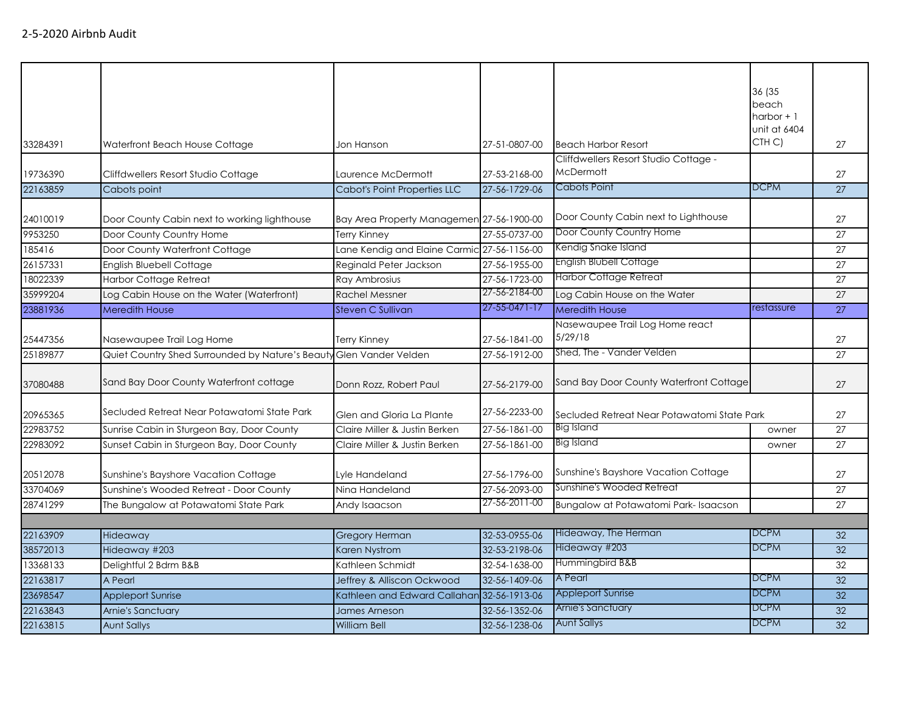2-5-2020 Airbnb Audit

| | | | | | | |
|---|---|---|---|---|---|---|
| 33284391 | Waterfront Beach House Cottage | Jon Hanson | 27-51-0807-00 | Beach Harbor Resort | 36 (35 beach harbor + 1 unit at 6404 CTH C) | 27 |
| 19736390 | Cliffdwellers Resort Studio Cottage | Laurence McDermott | 27-53-2168-00 | Cliffdwellers Resort Studio Cottage - McDermott | | 27 |
| 22163859 | Cabots point | Cabot's Point Properties LLC | 27-56-1729-06 | Cabots Point | DCPM | 27 |
| 24010019 | Door County Cabin next to working lighthouse | Bay Area Property Managemen | 27-56-1900-00 | Door County Cabin next to Lighthouse | | 27 |
| 9953250 | Door County Country Home | Terry Kinney | 27-55-0737-00 | Door County Country Home | | 27 |
| 185416 | Door County Waterfront Cottage | Lane Kendig and Elaine Carmic | 27-56-1156-00 | Kendig Snake Island | | 27 |
| 26157331 | English Bluebell Cottage | Reginald Peter Jackson | 27-56-1955-00 | English Blubell Cottage | | 27 |
| 18022339 | Harbor Cottage Retreat | Ray Ambrosius | 27-56-1723-00 | Harbor Cottage Retreat | | 27 |
| 35999204 | Log Cabin House on the Water (Waterfront) | Rachel Messner | 27-56-2184-00 | Log Cabin House on the Water | | 27 |
| 23881936 | Meredith House | Steven C Sullivan | 27-55-0471-17 | Meredith House | restassure | 27 |
| 25447356 | Nasewaupee Trail Log Home | Terry Kinney | 27-56-1841-00 | Nasewaupee Trail Log Home react 5/29/18 | | 27 |
| 25189877 | Quiet Country Shed Surrounded by Nature's Beauty | Glen Vander Velden | 27-56-1912-00 | Shed, The - Vander Velden | | 27 |
| 37080488 | Sand Bay Door County Waterfront cottage | Donn Rozz, Robert Paul | 27-56-2179-00 | Sand Bay Door County Waterfront Cottage | | 27 |
| 20965365 | Secluded Retreat Near Potawatomi State Park | Glen and Gloria La Plante | 27-56-2233-00 | Secluded Retreat Near Potawatomi State Park | | 27 |
| 22983752 | Sunrise Cabin in Sturgeon Bay, Door County | Claire Miller & Justin Berken | 27-56-1861-00 | Big Island | owner | 27 |
| 22983092 | Sunset Cabin in Sturgeon Bay, Door County | Claire Miller & Justin Berken | 27-56-1861-00 | Big Island | owner | 27 |
| 20512078 | Sunshine's Bayshore Vacation Cottage | Lyle Handeland | 27-56-1796-00 | Sunshine's Bayshore Vacation Cottage | | 27 |
| 33704069 | Sunshine's Wooded Retreat - Door County | Nina Handeland | 27-56-2093-00 | Sunshine's Wooded Retreat | | 27 |
| 28741299 | The Bungalow at Potawatomi State Park | Andy Isaacson | 27-56-2011-00 | Bungalow at Potawatomi Park- Isaacson | | 27 |
| | | | | | | |
| 22163909 | Hideaway | Gregory Herman | 32-53-0955-06 | Hideaway, The Herman | DCPM | 32 |
| 38572013 | Hideaway #203 | Karen Nystrom | 32-53-2198-06 | Hideaway #203 | DCPM | 32 |
| 13368133 | Delightful 2 Bdrm B&B | Kathleen Schmidt | 32-54-1638-00 | Hummingbird B&B | | 32 |
| 22163817 | A Pearl | Jeffrey & Alliscon Ockwood | 32-56-1409-06 | A Pearl | DCPM | 32 |
| 23698547 | Appleport Sunrise | Kathleen and Edward Callahan | 32-56-1913-06 | Appleport Sunrise | DCPM | 32 |
| 22163843 | Arnie's Sanctuary | James Arneson | 32-56-1352-06 | Arnie's Sanctuary | DCPM | 32 |
| 22163815 | Aunt Sallys | William Bell | 32-56-1238-06 | Aunt Sallys | DCPM | 32 |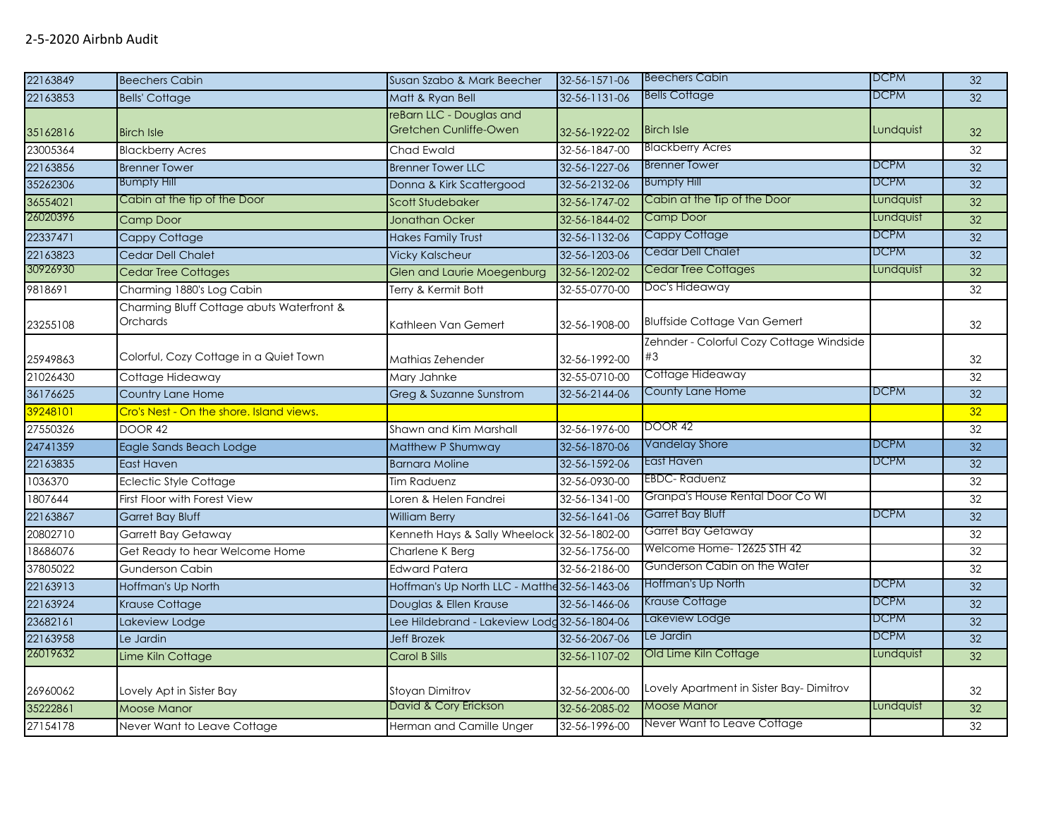2-5-2020 Airbnb Audit

| | | | | | | |
|---|---|---|---|---|---|---|
| 22163849 | Beechers Cabin | Susan Szabo & Mark Beecher | 32-56-1571-06 | Beechers Cabin | DCPM | 32 |
| 22163853 | Bells' Cottage | Matt & Ryan Bell | 32-56-1131-06 | Bells Cottage | DCPM | 32 |
| 35162816 | Birch Isle | reBarn LLC - Douglas and Gretchen Cunliffe-Owen | 32-56-1922-02 | Birch Isle | Lundquist | 32 |
| 23005364 | Blackberry Acres | Chad Ewald | 32-56-1847-00 | Blackberry Acres | | 32 |
| 22163856 | Brenner Tower | Brenner Tower LLC | 32-56-1227-06 | Brenner Tower | DCPM | 32 |
| 35262306 | Bumpty Hill | Donna & Kirk Scattergood | 32-56-2132-06 | Bumpty Hill | DCPM | 32 |
| 36554021 | Cabin at the tip of the Door | Scott Studebaker | 32-56-1747-02 | Cabin at the Tip of the Door | Lundquist | 32 |
| 26020396 | Camp Door | Jonathan Ocker | 32-56-1844-02 | Camp Door | Lundquist | 32 |
| 22337471 | Cappy Cottage | Hakes Family Trust | 32-56-1132-06 | Cappy Cottage | DCPM | 32 |
| 22163823 | Cedar Dell Chalet | Vicky Kalscheur | 32-56-1203-06 | Cedar Dell Chalet | DCPM | 32 |
| 30926930 | Cedar Tree Cottages | Glen and Laurie Moegenburg | 32-56-1202-02 | Cedar Tree Cottages | Lundquist | 32 |
| 9818691 | Charming 1880's Log Cabin | Terry & Kermit Bott | 32-55-0770-00 | Doc's Hideaway | | 32 |
| 23255108 | Charming Bluff Cottage abuts Waterfront & Orchards | Kathleen Van Gemert | 32-56-1908-00 | Bluffside Cottage Van Gemert | | 32 |
| 25949863 | Colorful, Cozy Cottage in a Quiet Town | Mathias Zehender | 32-56-1992-00 | Zehnder - Colorful Cozy Cottage Windside #3 | | 32 |
| 21026430 | Cottage Hideaway | Mary Jahnke | 32-55-0710-00 | Cottage Hideaway | | 32 |
| 36176625 | Country Lane Home | Greg & Suzanne Sunstrom | 32-56-2144-06 | County Lane Home | DCPM | 32 |
| 39248101 | Cro's Nest - On the shore. Island views. | | | | | 32 |
| 27550326 | DOOR 42 | Shawn and Kim Marshall | 32-56-1976-00 | DOOR 42 | | 32 |
| 24741359 | Eagle Sands Beach Lodge | Matthew P Shumway | 32-56-1870-06 | Vandelay Shore | DCPM | 32 |
| 22163835 | East Haven | Barnara Moline | 32-56-1592-06 | East Haven | DCPM | 32 |
| 1036370 | Eclectic Style Cottage | Tim Raduenz | 32-56-0930-00 | EBDC- Raduenz | | 32 |
| 1807644 | First Floor with Forest View | Loren & Helen Fandrei | 32-56-1341-00 | Granpa's House Rental Door Co WI | | 32 |
| 22163867 | Garret Bay Bluff | William Berry | 32-56-1641-06 | Garret Bay Bluff | DCPM | 32 |
| 20802710 | Garrett Bay Getaway | Kenneth Hays & Sally Wheelock | 32-56-1802-00 | Garret Bay Getaway | | 32 |
| 18686076 | Get Ready to hear Welcome Home | Charlene K Berg | 32-56-1756-00 | Welcome Home- 12625 STH 42 | | 32 |
| 37805022 | Gunderson Cabin | Edward Patera | 32-56-2186-00 | Gunderson Cabin on the Water | | 32 |
| 22163913 | Hoffman's Up North | Hoffman's Up North LLC - Matthe | 32-56-1463-06 | Hoffman's Up North | DCPM | 32 |
| 22163924 | Krause Cottage | Douglas & Ellen Krause | 32-56-1466-06 | Krause Cottage | DCPM | 32 |
| 23682161 | Lakeview Lodge | Lee Hildebrand - Lakeview Lodg | 32-56-1804-06 | Lakeview Lodge | DCPM | 32 |
| 22163958 | Le Jardin | Jeff Brozek | 32-56-2067-06 | Le Jardin | DCPM | 32 |
| 26019632 | Lime Kiln Cottage | Carol B Sills | 32-56-1107-02 | Old Lime Kiln Cottage | Lundquist | 32 |
| 26960062 | Lovely Apt in Sister Bay | Stoyan Dimitrov | 32-56-2006-00 | Lovely Apartment in Sister Bay- Dimitrov | | 32 |
| 35222861 | Moose Manor | David & Cory Erickson | 32-56-2085-02 | Moose Manor | Lundquist | 32 |
| 27154178 | Never Want to Leave Cottage | Herman and Camille Unger | 32-56-1996-00 | Never Want to Leave Cottage | | 32 |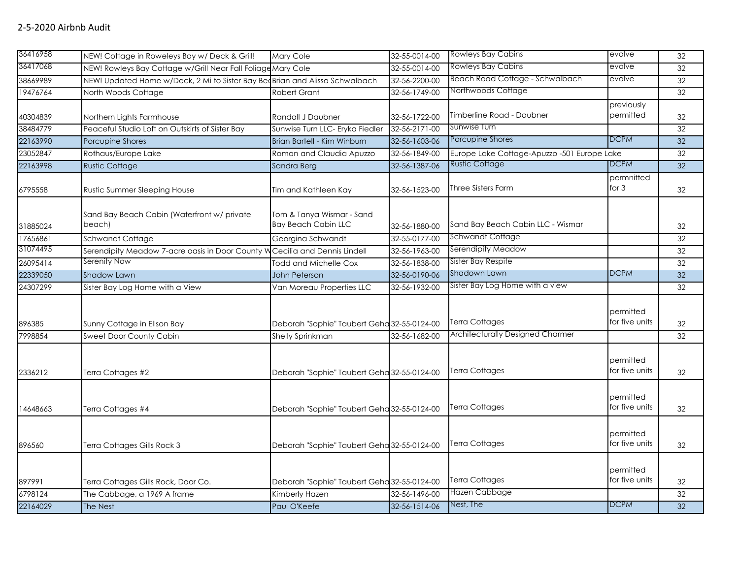# 2-5-2020 Airbnb Audit

| | | | | | | |
|---|---|---|---|---|---|---|
| 36416958 | NEW! Cottage in Roweleys Bay w/ Deck & Grill! | Mary Cole | 32-55-0014-00 | Rowleys Bay Cabins | evolve | 32 |
| 36417068 | NEW! Rowleys Bay Cottage w/Grill Near Fall Foliage | Mary Cole | 32-55-0014-00 | Rowleys Bay Cabins | evolve | 32 |
| 38669989 | NEW! Updated Home w/Deck, 2 Mi to Sister Bay Bea | Brian and Alissa Schwalbach | 32-56-2200-00 | Beach Road Cottage - Schwalbach | evolve | 32 |
| 19476764 | North Woods Cottage | Robert Grant | 32-56-1749-00 | Northwoods Cottage | | 32 |
| 40304839 | Northern Lights Farmhouse | Randall J Daubner | 32-56-1722-00 | Timberline Road - Daubner | previously permitted | 32 |
| 38484779 | Peaceful Studio Loft on Outskirts of Sister Bay | Sunwise Turn LLC- Eryka Fiedler | 32-56-2171-00 | Sunwise Turn | | 32 |
| 22163990 | Porcupine Shores | Brian Bartell - Kim Winburn | 32-56-1603-06 | Porcupine Shores | DCPM | 32 |
| 23052847 | Rothaus/Europe Lake | Roman and Claudia Apuzzo | 32-56-1849-00 | Europe Lake Cottage-Apuzzo -501 Europe Lake | | 32 |
| 22163998 | Rustic Cottage | Sandra Berg | 32-56-1387-06 | Rustic Cottage | DCPM | 32 |
| 6795558 | Rustic Summer Sleeping House | Tim and Kathleen Kay | 32-56-1523-00 | Three Sisters Farm | permnitted for 3 | 32 |
| 31885024 | Sand Bay Beach Cabin (Waterfront w/ private beach) | Tom & Tanya Wismar - Sand Bay Beach Cabin LLC | 32-56-1880-00 | Sand Bay Beach Cabin LLC - Wismar | | 32 |
| 17656861 | Schwandt Cottage | Georgina Schwandt | 32-55-0177-00 | Schwandt Cottage | | 32 |
| 31074495 | Serendipity Meadow 7-acre oasis in Door County W | Cecilia and Dennis Lindell | 32-56-1963-00 | Serendipity Meadow | | 32 |
| 26095414 | Serenity Now | Todd and Michelle Cox | 32-56-1838-00 | Sister Bay Respite | | 32 |
| 22339050 | Shadow Lawn | John Peterson | 32-56-0190-06 | Shadown Lawn | DCPM | 32 |
| 24307299 | Sister Bay Log Home with a View | Van Moreau Properties LLC | 32-56-1932-00 | Sister Bay Log Home with a view | | 32 |
| 896385 | Sunny Cottage in Ellson Bay | Deborah "Sophie" Taubert Geha | 32-55-0124-00 | Terra Cottages | permitted for five units | 32 |
| 7998854 | Sweet Door County Cabin | Shelly Sprinkman | 32-56-1682-00 | Architecturally Designed Charmer | | 32 |
| 2336212 | Terra Cottages #2 | Deborah "Sophie" Taubert Geha | 32-55-0124-00 | Terra Cottages | permitted for five units | 32 |
| 14648663 | Terra Cottages #4 | Deborah "Sophie" Taubert Geha | 32-55-0124-00 | Terra Cottages | permitted for five units | 32 |
| 896560 | Terra Cottages Gills Rock 3 | Deborah "Sophie" Taubert Geha | 32-55-0124-00 | Terra Cottages | permitted for five units | 32 |
| 897991 | Terra Cottages Gills Rock, Door Co. | Deborah "Sophie" Taubert Geha | 32-55-0124-00 | Terra Cottages | permitted for five units | 32 |
| 6798124 | The Cabbage, a 1969 A frame | Kimberly Hazen | 32-56-1496-00 | Hazen Cabbage | | 32 |
| 22164029 | The Nest | Paul O'Keefe | 32-56-1514-06 | Nest, The | DCPM | 32 |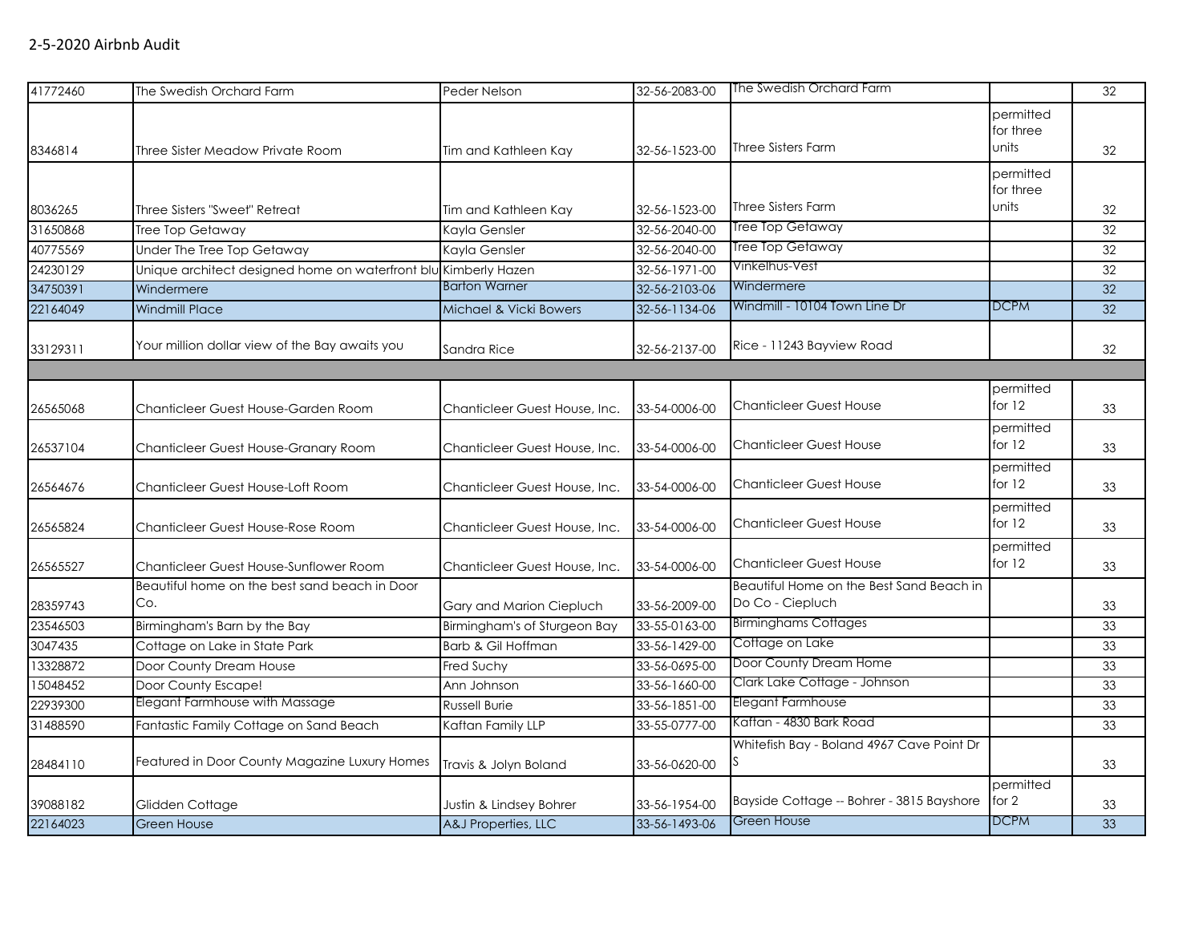2-5-2020 Airbnb Audit

| | | | | | | |
|---|---|---|---|---|---|---|
| 41772460 | The Swedish Orchard Farm | Peder Nelson | 32-56-2083-00 | The Swedish Orchard Farm | | 32 |
| 8346814 | Three Sister Meadow Private Room | Tim and Kathleen Kay | 32-56-1523-00 | Three Sisters Farm | permitted for three units | 32 |
| 8036265 | Three Sisters "Sweet" Retreat | Tim and Kathleen Kay | 32-56-1523-00 | Three Sisters Farm | permitted for three units | 32 |
| 31650868 | Tree Top Getaway | Kayla Gensler | 32-56-2040-00 | Tree Top Getaway | | 32 |
| 40775569 | Under The Tree Top Getaway | Kayla Gensler | 32-56-2040-00 | Tree Top Getaway | | 32 |
| 24230129 | Unique architect designed home on waterfront blu | Kimberly Hazen | 32-56-1971-00 | Vinkelhus-Vest | | 32 |
| 34750391 | Windermere | Barton Warner | 32-56-2103-06 | Windermere | | 32 |
| 22164049 | Windmill Place | Michael & Vicki Bowers | 32-56-1134-06 | Windmill - 10104 Town Line Dr | DCPM | 32 |
| 33129311 | Your million dollar view of the Bay awaits you | Sandra Rice | 32-56-2137-00 | Rice - 11243 Bayview Road | | 32 |
| | | | | | | |
| 26565068 | Chanticleer Guest House-Garden Room | Chanticleer Guest House, Inc. | 33-54-0006-00 | Chanticleer Guest House | permitted for 12 | 33 |
| 26537104 | Chanticleer Guest House-Granary Room | Chanticleer Guest House, Inc. | 33-54-0006-00 | Chanticleer Guest House | permitted for 12 | 33 |
| 26564676 | Chanticleer Guest House-Loft Room | Chanticleer Guest House, Inc. | 33-54-0006-00 | Chanticleer Guest House | permitted for 12 | 33 |
| 26565824 | Chanticleer Guest House-Rose Room | Chanticleer Guest House, Inc. | 33-54-0006-00 | Chanticleer Guest House | permitted for 12 | 33 |
| 26565527 | Chanticleer Guest House-Sunflower Room | Chanticleer Guest House, Inc. | 33-54-0006-00 | Chanticleer Guest House | permitted for 12 | 33 |
| 28359743 | Beautiful home on the best sand beach in Door Co. | Gary and Marion Ciepluch | 33-56-2009-00 | Beautiful Home on the Best Sand Beach in Do Co - Ciepluch | | 33 |
| 23546503 | Birmingham's Barn by the Bay | Birmingham's of Sturgeon Bay | 33-55-0163-00 | Birminghams Cottages | | 33 |
| 3047435 | Cottage on Lake in State Park | Barb & Gil Hoffman | 33-56-1429-00 | Cottage on Lake | | 33 |
| 13328872 | Door County Dream House | Fred Suchy | 33-56-0695-00 | Door County Dream Home | | 33 |
| 15048452 | Door County Escape! | Ann Johnson | 33-56-1660-00 | Clark Lake Cottage - Johnson | | 33 |
| 22939300 | Elegant Farmhouse with Massage | Russell Burie | 33-56-1851-00 | Elegant Farmhouse | | 33 |
| 31488590 | Fantastic Family Cottage on Sand Beach | Kaftan Family LLP | 33-55-0777-00 | Kaftan - 4830 Bark Road | | 33 |
| 28484110 | Featured in Door County Magazine Luxury Homes | Travis & Jolyn Boland | 33-56-0620-00 | Whitefish Bay - Boland 4967 Cave Point Dr S | | 33 |
| 39088182 | Glidden Cottage | Justin & Lindsey Bohrer | 33-56-1954-00 | Bayside Cottage -- Bohrer - 3815 Bayshore | permitted for 2 | 33 |
| 22164023 | Green House | A&J Properties, LLC | 33-56-1493-06 | Green House | DCPM | 33 |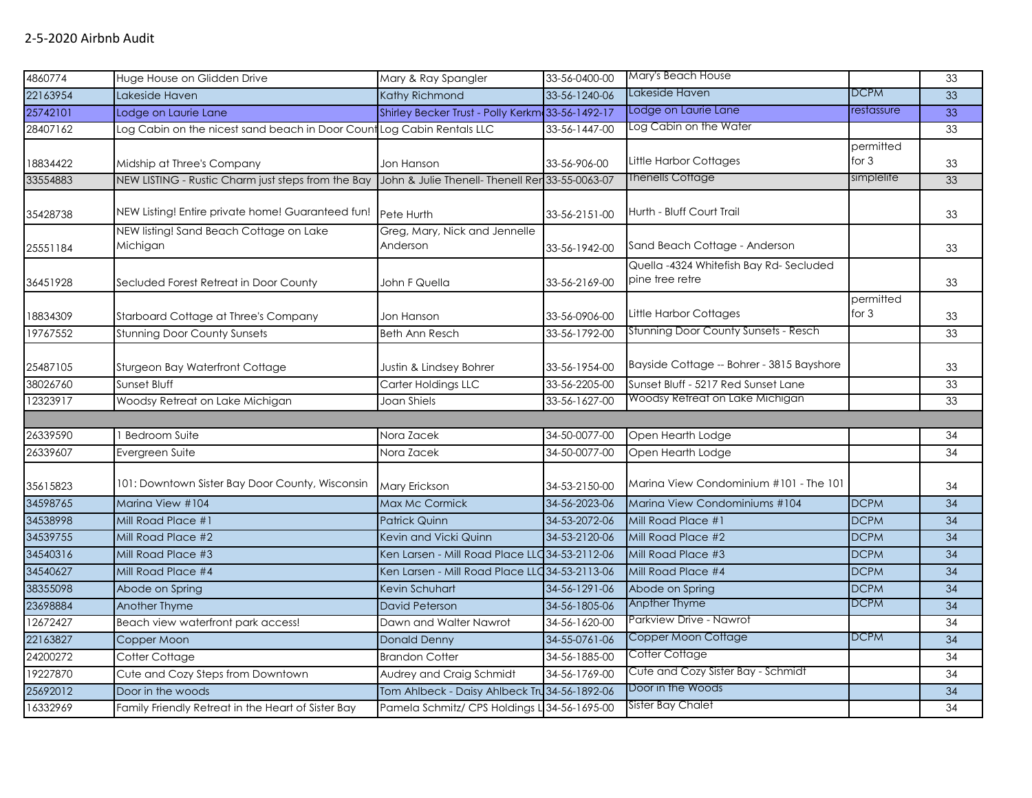2-5-2020 Airbnb Audit

| | | | | | | |
|---|---|---|---|---|---|---|
| 4860774 | Huge House on Glidden Drive | Mary & Ray Spangler | 33-56-0400-00 | Mary's Beach House | | 33 |
| 22163954 | Lakeside Haven | Kathy Richmond | 33-56-1240-06 | Lakeside Haven | DCPM | 33 |
| 25742101 | Lodge on Laurie Lane | Shirley Becker Trust - Polly Kerkm | 33-56-1492-17 | Lodge on Laurie Lane | restassure | 33 |
| 28407162 | Log Cabin on the nicest sand beach in Door Count | Log Cabin Rentals LLC | 33-56-1447-00 | Log Cabin on the Water | | 33 |
| 18834422 | Midship at Three's Company | Jon Hanson | 33-56-906-00 | Little Harbor Cottages | permitted for 3 | 33 |
| 33554883 | NEW LISTING - Rustic Charm just steps from the Bay | John & Julie Thenell- Thenell Ren | 33-55-0063-07 | Thenells Cottage | simplelife | 33 |
| 35428738 | NEW Listing! Entire private home! Guaranteed fun! | Pete Hurth | 33-56-2151-00 | Hurth - Bluff Court Trail | | 33 |
| 25551184 | NEW listing! Sand Beach Cottage on Lake Michigan | Greg, Mary, Nick and Jennelle Anderson | 33-56-1942-00 | Sand Beach Cottage - Anderson | | 33 |
| 36451928 | Secluded Forest Retreat in Door County | John F Quella | 33-56-2169-00 | Quella -4324 Whitefish Bay Rd- Secluded pine tree retre | | 33 |
| 18834309 | Starboard Cottage at Three's Company | Jon Hanson | 33-56-0906-00 | Little Harbor Cottages | permitted for 3 | 33 |
| 19767552 | Stunning Door County Sunsets | Beth Ann Resch | 33-56-1792-00 | Stunning Door County Sunsets - Resch | | 33 |
| 25487105 | Sturgeon Bay Waterfront Cottage | Justin & Lindsey Bohrer | 33-56-1954-00 | Bayside Cottage -- Bohrer - 3815 Bayshore | | 33 |
| 38026760 | Sunset Bluff | Carter Holdings LLC | 33-56-2205-00 | Sunset Bluff - 5217 Red Sunset Lane | | 33 |
| 12323917 | Woodsy Retreat on Lake Michigan | Joan Shiels | 33-56-1627-00 | Woodsy Retreat on Lake Michigan | | 33 |
| | | | | | | |
| 26339590 | 1 Bedroom Suite | Nora Zacek | 34-50-0077-00 | Open Hearth Lodge | | 34 |
| 26339607 | Evergreen Suite | Nora Zacek | 34-50-0077-00 | Open Hearth Lodge | | 34 |
| 35615823 | 101: Downtown Sister Bay Door County, Wisconsin | Mary Erickson | 34-53-2150-00 | Marina View Condominium #101 - The 101 | | 34 |
| 34598765 | Marina View #104 | Max Mc Cormick | 34-56-2023-06 | Marina View Condominiums #104 | DCPM | 34 |
| 34538998 | Mill Road Place #1 | Patrick Quinn | 34-53-2072-06 | Mill Road Place #1 | DCPM | 34 |
| 34539755 | Mill Road Place #2 | Kevin and Vicki Quinn | 34-53-2120-06 | Mill Road Place #2 | DCPM | 34 |
| 34540316 | Mill Road Place #3 | Ken Larsen - Mill Road Place LLC | 34-53-2112-06 | Mill Road Place #3 | DCPM | 34 |
| 34540627 | Mill Road Place #4 | Ken Larsen - Mill Road Place LLC | 34-53-2113-06 | Mill Road Place #4 | DCPM | 34 |
| 38355098 | Abode on Spring | Kevin Schuhart | 34-56-1291-06 | Abode on Spring | DCPM | 34 |
| 23698884 | Another Thyme | David Peterson | 34-56-1805-06 | Anpther Thyme | DCPM | 34 |
| 12672427 | Beach view waterfront park access! | Dawn and Walter Nawrot | 34-56-1620-00 | Parkview Drive - Nawrot | | 34 |
| 22163827 | Copper Moon | Donald Denny | 34-55-0761-06 | Copper Moon Cottage | DCPM | 34 |
| 24200272 | Cotter Cottage | Brandon Cotter | 34-56-1885-00 | Cotter Cottage | | 34 |
| 19227870 | Cute and Cozy Steps from Downtown | Audrey and Craig Schmidt | 34-56-1769-00 | Cute and Cozy Sister Bay - Schmidt | | 34 |
| 25692012 | Door in the woods | Tom Ahlbeck - Daisy Ahlbeck Tru | 34-56-1892-06 | Door in the Woods | | 34 |
| 16332969 | Family Friendly Retreat in the Heart of Sister Bay | Pamela Schmitz/ CPS Holdings L | 34-56-1695-00 | Sister Bay Chalet | | 34 |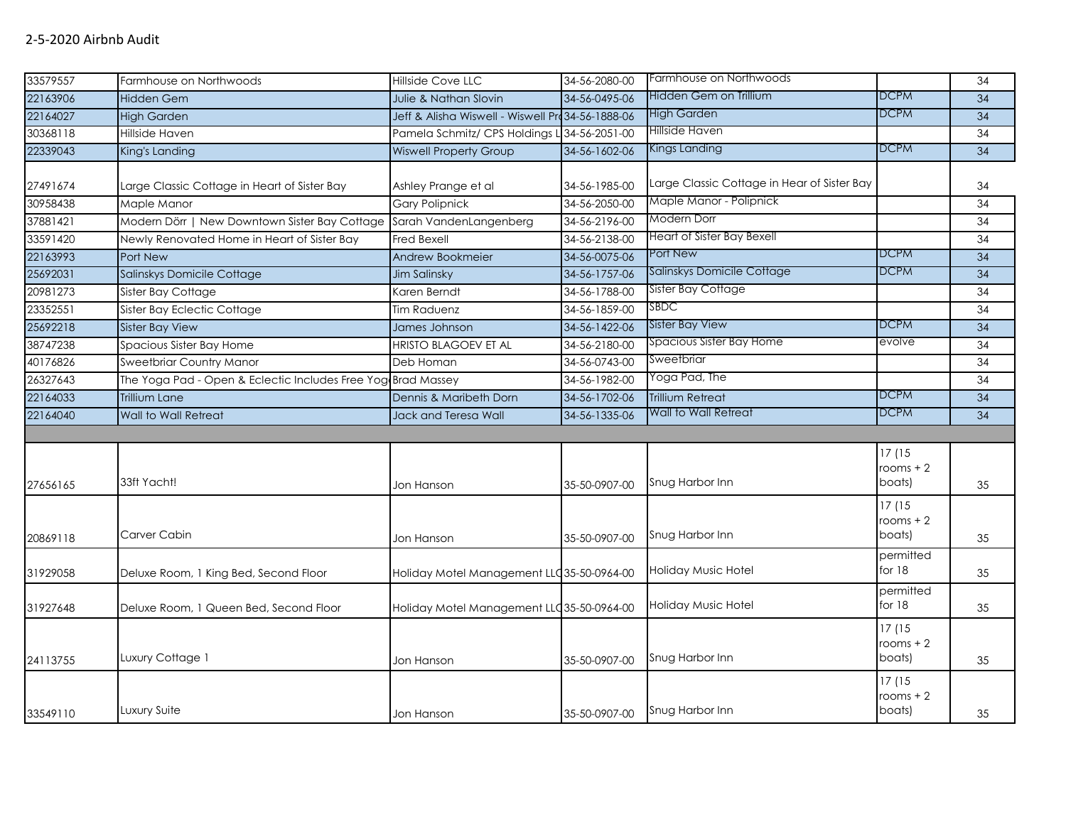## 2-5-2020 Airbnb Audit

| | | | | | | |
|---|---|---|---|---|---|---|
| 33579557 | Farmhouse on Northwoods | Hillside Cove LLC | 34-56-2080-00 | Farmhouse on Northwoods | | 34 |
| 22163906 | Hidden Gem | Julie & Nathan Slovin | 34-56-0495-06 | Hidden Gem on Trillium | DCPM | 34 |
| 22164027 | High Garden | Jeff & Alisha Wiswell - Wiswell Pr | 34-56-1888-06 | High Garden | DCPM | 34 |
| 30368118 | Hillside Haven | Pamela Schmitz/ CPS Holdings L | 34-56-2051-00 | Hillside Haven | | 34 |
| 22339043 | King's Landing | Wiswell Property Group | 34-56-1602-06 | Kings Landing | DCPM | 34 |
| 27491674 | Large Classic Cottage in Heart of Sister Bay | Ashley Prange et al | 34-56-1985-00 | Large Classic Cottage in Hear of Sister Bay | | 34 |
| 30958438 | Maple Manor | Gary Polipnick | 34-56-2050-00 | Maple Manor - Polipnick | | 34 |
| 37881421 | Modern Dörr \| New Downtown Sister Bay Cottage | Sarah VandenLangenberg | 34-56-2196-00 | Modern Dorr | | 34 |
| 33591420 | Newly Renovated Home in Heart of Sister Bay | Fred Bexell | 34-56-2138-00 | Heart of Sister Bay Bexell | | 34 |
| 22163993 | Port New | Andrew Bookmeier | 34-56-0075-06 | Port New | DCPM | 34 |
| 25692031 | Salinskys Domicile Cottage | Jim Salinsky | 34-56-1757-06 | Salinskys Domicile Cottage | DCPM | 34 |
| 20981273 | Sister Bay Cottage | Karen Berndt | 34-56-1788-00 | Sister Bay Cottage | | 34 |
| 23352551 | Sister Bay Eclectic Cottage | Tim Raduenz | 34-56-1859-00 | SBDC | | 34 |
| 25692218 | Sister Bay View | James Johnson | 34-56-1422-06 | Sister Bay View | DCPM | 34 |
| 38747238 | Spacious Sister Bay Home | HRISTO BLAGOEV ET AL | 34-56-2180-00 | Spacious Sister Bay Home | evolve | 34 |
| 40176826 | Sweetbriar Country Manor | Deb Homan | 34-56-0743-00 | Sweetbriar | | 34 |
| 26327643 | The Yoga Pad - Open & Eclectic Includes Free Yog | Brad Massey | 34-56-1982-00 | Yoga Pad, The | | 34 |
| 22164033 | Trillium Lane | Dennis & Maribeth Dorn | 34-56-1702-06 | Trillium Retreat | DCPM | 34 |
| 22164040 | Wall to Wall Retreat | Jack and Teresa Wall | 34-56-1335-06 | Wall to Wall Retreat | DCPM | 34 |
| | | | | | | |
| 27656165 | 33ft Yacht! | Jon Hanson | 35-50-0907-00 | Snug Harbor Inn | 17 (15 rooms + 2 boats) | 35 |
| 20869118 | Carver Cabin | Jon Hanson | 35-50-0907-00 | Snug Harbor Inn | 17 (15 rooms + 2 boats) | 35 |
| 31929058 | Deluxe Room, 1 King Bed, Second Floor | Holiday Motel Management LLC | 35-50-0964-00 | Holiday Music Hotel | permitted for 18 | 35 |
| 31927648 | Deluxe Room, 1 Queen Bed, Second Floor | Holiday Motel Management LLC | 35-50-0964-00 | Holiday Music Hotel | permitted for 18 | 35 |
| 24113755 | Luxury Cottage 1 | Jon Hanson | 35-50-0907-00 | Snug Harbor Inn | 17 (15 rooms + 2 boats) | 35 |
| 33549110 | Luxury Suite | Jon Hanson | 35-50-0907-00 | Snug Harbor Inn | 17 (15 rooms + 2 boats) | 35 |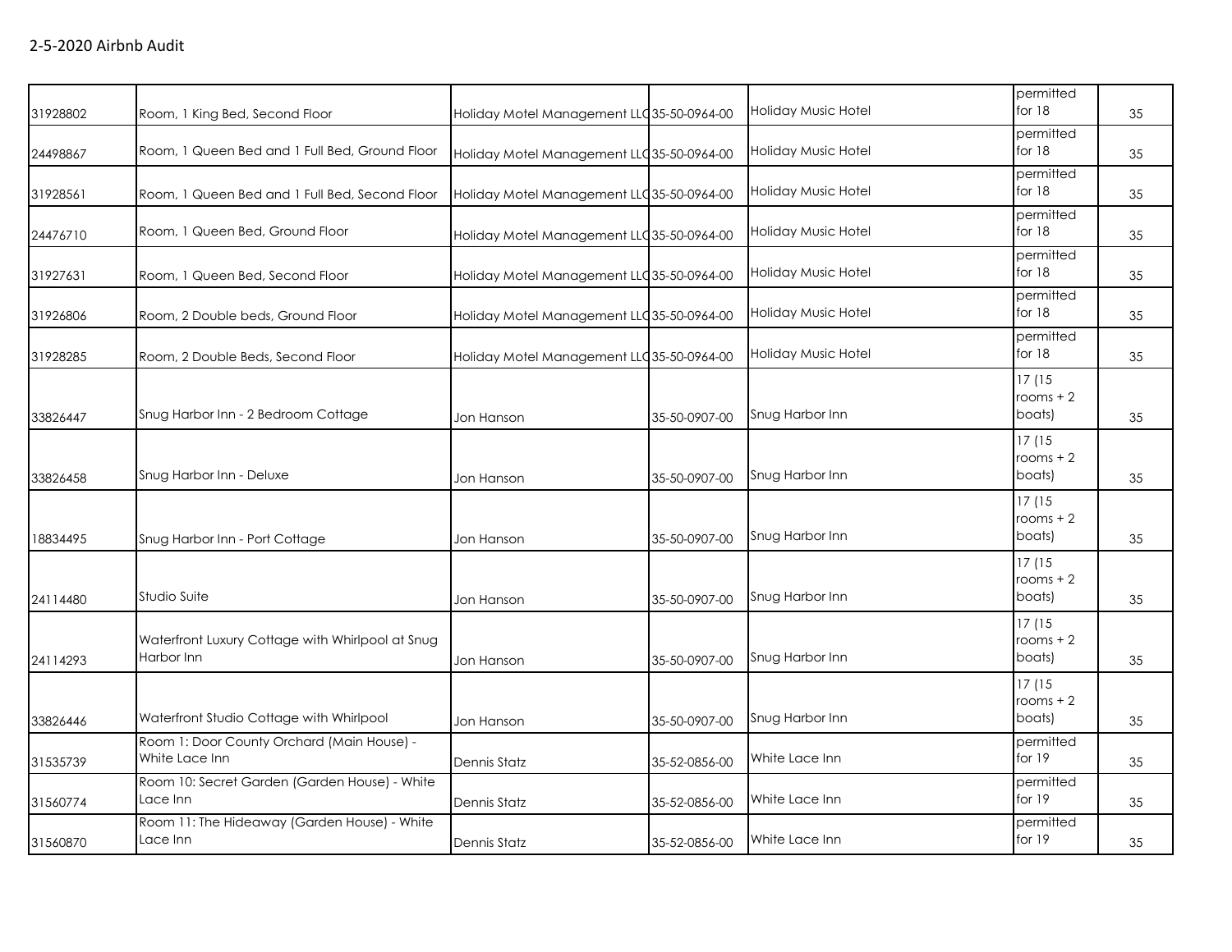2-5-2020 Airbnb Audit

| | | | | | | |
|---|---|---|---|---|---|---|
| 31928802 | Room, 1 King Bed, Second Floor | Holiday Motel Management LLC | 35-50-0964-00 | Holiday Music Hotel | permitted for 18 | 35 |
| 24498867 | Room, 1 Queen Bed and 1 Full Bed, Ground Floor | Holiday Motel Management LLC | 35-50-0964-00 | Holiday Music Hotel | permitted for 18 | 35 |
| 31928561 | Room, 1 Queen Bed and 1 Full Bed, Second Floor | Holiday Motel Management LLC | 35-50-0964-00 | Holiday Music Hotel | permitted for 18 | 35 |
| 24476710 | Room, 1 Queen Bed, Ground Floor | Holiday Motel Management LLC | 35-50-0964-00 | Holiday Music Hotel | permitted for 18 | 35 |
| 31927631 | Room, 1 Queen Bed, Second Floor | Holiday Motel Management LLC | 35-50-0964-00 | Holiday Music Hotel | permitted for 18 | 35 |
| 31926806 | Room, 2 Double beds, Ground Floor | Holiday Motel Management LLC | 35-50-0964-00 | Holiday Music Hotel | permitted for 18 | 35 |
| 31928285 | Room, 2 Double Beds, Second Floor | Holiday Motel Management LLC | 35-50-0964-00 | Holiday Music Hotel | permitted for 18 | 35 |
| 33826447 | Snug Harbor Inn - 2 Bedroom Cottage | Jon Hanson | 35-50-0907-00 | Snug Harbor Inn | 17 (15 rooms + 2 boats) | 35 |
| 33826458 | Snug Harbor Inn - Deluxe | Jon Hanson | 35-50-0907-00 | Snug Harbor Inn | 17 (15 rooms + 2 boats) | 35 |
| 18834495 | Snug Harbor Inn - Port Cottage | Jon Hanson | 35-50-0907-00 | Snug Harbor Inn | 17 (15 rooms + 2 boats) | 35 |
| 24114480 | Studio Suite | Jon Hanson | 35-50-0907-00 | Snug Harbor Inn | 17 (15 rooms + 2 boats) | 35 |
| 24114293 | Waterfront Luxury Cottage with Whirlpool at Snug Harbor Inn | Jon Hanson | 35-50-0907-00 | Snug Harbor Inn | 17 (15 rooms + 2 boats) | 35 |
| 33826446 | Waterfront Studio Cottage with Whirlpool | Jon Hanson | 35-50-0907-00 | Snug Harbor Inn | 17 (15 rooms + 2 boats) | 35 |
| 31535739 | Room 1: Door County Orchard (Main House) - White Lace Inn | Dennis Statz | 35-52-0856-00 | White Lace Inn | permitted for 19 | 35 |
| 31560774 | Room 10: Secret Garden (Garden House) - White Lace Inn | Dennis Statz | 35-52-0856-00 | White Lace Inn | permitted for 19 | 35 |
| 31560870 | Room 11: The Hideaway (Garden House) - White Lace Inn | Dennis Statz | 35-52-0856-00 | White Lace Inn | permitted for 19 | 35 |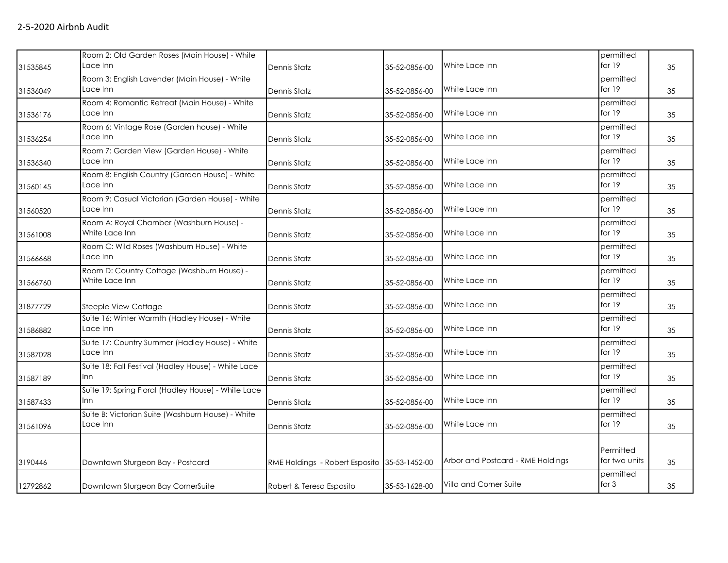2-5-2020 Airbnb Audit

| | | | | | | |
|---|---|---|---|---|---|---|
| 31535845 | Room 2: Old Garden Roses (Main House) - White Lace Inn | Dennis Statz | 35-52-0856-00 | White Lace Inn | permitted for 19 | 35 |
| 31536049 | Room 3: English Lavender (Main House) - White Lace Inn | Dennis Statz | 35-52-0856-00 | White Lace Inn | permitted for 19 | 35 |
| 31536176 | Room 4: Romantic Retreat (Main House) - White Lace Inn | Dennis Statz | 35-52-0856-00 | White Lace Inn | permitted for 19 | 35 |
| 31536254 | Room 6: Vintage Rose (Garden house) - White Lace Inn | Dennis Statz | 35-52-0856-00 | White Lace Inn | permitted for 19 | 35 |
| 31536340 | Room 7: Garden View (Garden House) - White Lace Inn | Dennis Statz | 35-52-0856-00 | White Lace Inn | permitted for 19 | 35 |
| 31560145 | Room 8: English Country (Garden House) - White Lace Inn | Dennis Statz | 35-52-0856-00 | White Lace Inn | permitted for 19 | 35 |
| 31560520 | Room 9: Casual Victorian (Garden House) - White Lace Inn | Dennis Statz | 35-52-0856-00 | White Lace Inn | permitted for 19 | 35 |
| 31561008 | Room A: Royal Chamber (Washburn House) - White Lace Inn | Dennis Statz | 35-52-0856-00 | White Lace Inn | permitted for 19 | 35 |
| 31566668 | Room C: Wild Roses (Washburn House) - White Lace Inn | Dennis Statz | 35-52-0856-00 | White Lace Inn | permitted for 19 | 35 |
| 31566760 | Room D: Country Cottage (Washburn House) - White Lace Inn | Dennis Statz | 35-52-0856-00 | White Lace Inn | permitted for 19 | 35 |
| 31877729 | Steeple View Cottage | Dennis Statz | 35-52-0856-00 | White Lace Inn | permitted for 19 | 35 |
| 31586882 | Suite 16: Winter Warmth (Hadley House) - White Lace Inn | Dennis Statz | 35-52-0856-00 | White Lace Inn | permitted for 19 | 35 |
| 31587028 | Suite 17: Country Summer (Hadley House) - White Lace Inn | Dennis Statz | 35-52-0856-00 | White Lace Inn | permitted for 19 | 35 |
| 31587189 | Suite 18: Fall Festival (Hadley House) - White Lace Inn | Dennis Statz | 35-52-0856-00 | White Lace Inn | permitted for 19 | 35 |
| 31587433 | Suite 19: Spring Floral (Hadley House) - White Lace Inn | Dennis Statz | 35-52-0856-00 | White Lace Inn | permitted for 19 | 35 |
| 31561096 | Suite B: Victorian Suite (Washburn House) - White Lace Inn | Dennis Statz | 35-52-0856-00 | White Lace Inn | permitted for 19 | 35 |
| 3190446 | Downtown Sturgeon Bay - Postcard | RME Holdings - Robert Esposito | 35-53-1452-00 | Arbor and Postcard - RME Holdings | Permitted for two units | 35 |
| 12792862 | Downtown Sturgeon Bay CornerSuite | Robert & Teresa Esposito | 35-53-1628-00 | Villa and Corner Suite | permitted for 3 | 35 |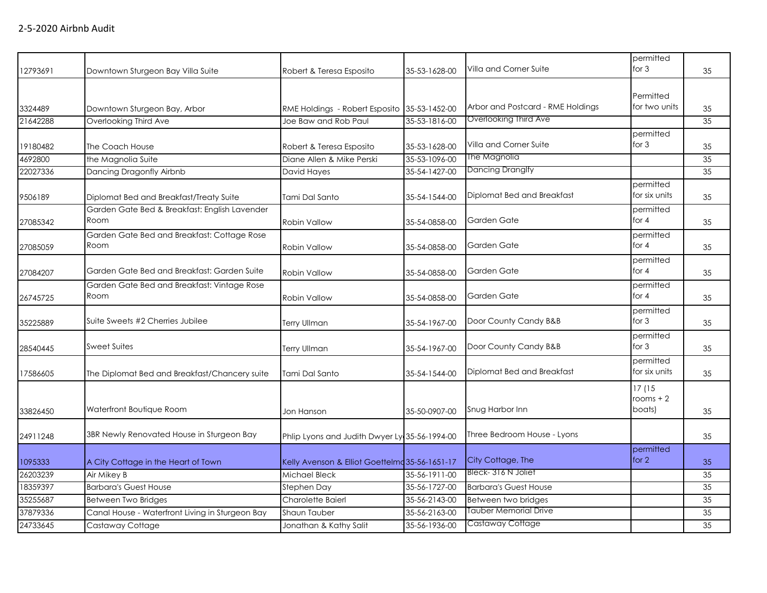2-5-2020 Airbnb Audit

| | | | | | | |
|---|---|---|---|---|---|---|
| 12793691 | Downtown Sturgeon Bay Villa Suite | Robert & Teresa Esposito | 35-53-1628-00 | Villa and Corner Suite | permitted for 3 | 35 |
| 3324489 | Downtown Sturgeon Bay, Arbor | RME Holdings - Robert Esposito | 35-53-1452-00 | Arbor and Postcard - RME Holdings | Permitted for two units | 35 |
| 21642288 | Overlooking Third Ave | Joe Baw and Rob Paul | 35-53-1816-00 | Overlooking Third Ave | | 35 |
| 19180482 | The Coach House | Robert & Teresa Esposito | 35-53-1628-00 | Villa and Corner Suite | permitted for 3 | 35 |
| 4692800 | the Magnolia Suite | Diane Allen & Mike Perski | 35-53-1096-00 | The Magnolia | | 35 |
| 22027336 | Dancing Dragonfly Airbnb | David Hayes | 35-54-1427-00 | Dancing Dranglfy | | 35 |
| 9506189 | Diplomat Bed and Breakfast/Treaty Suite | Tami Dal Santo | 35-54-1544-00 | Diplomat Bed and Breakfast | permitted for six units | 35 |
| 27085342 | Garden Gate Bed & Breakfast: English Lavender Room | Robin Vallow | 35-54-0858-00 | Garden Gate | permitted for 4 | 35 |
| 27085059 | Garden Gate Bed and Breakfast: Cottage Rose Room | Robin Vallow | 35-54-0858-00 | Garden Gate | permitted for 4 | 35 |
| 27084207 | Garden Gate Bed and Breakfast: Garden Suite | Robin Vallow | 35-54-0858-00 | Garden Gate | permitted for 4 | 35 |
| 26745725 | Garden Gate Bed and Breakfast: Vintage Rose Room | Robin Vallow | 35-54-0858-00 | Garden Gate | permitted for 4 | 35 |
| 35225889 | Suite Sweets #2 Cherries Jubilee | Terry Ullman | 35-54-1967-00 | Door County Candy B&B | permitted for 3 | 35 |
| 28540445 | Sweet Suites | Terry Ullman | 35-54-1967-00 | Door County Candy B&B | permitted for 3 | 35 |
| 17586605 | The Diplomat Bed and Breakfast/Chancery suite | Tami Dal Santo | 35-54-1544-00 | Diplomat Bed and Breakfast | permitted for six units | 35 |
| 33826450 | Waterfront Boutique Room | Jon Hanson | 35-50-0907-00 | Snug Harbor Inn | 17 (15 rooms + 2 boats) | 35 |
| 24911248 | 3BR Newly Renovated House in Sturgeon Bay | Phlip Lyons and Judith Dwyer Ly | 35-56-1994-00 | Three Bedroom House - Lyons | | 35 |
| 1095333 | A City Cottage in the Heart of Town | Kelly Avenson & Elliot Goettelma | 35-56-1651-17 | City Cottage, The | permitted for 2 | 35 |
| 26203239 | Air Mikey B | Michael Bleck | 35-56-1911-00 | Bleck- 316 N Joliet | | 35 |
| 18359397 | Barbara's Guest House | Stephen Day | 35-56-1727-00 | Barbara's Guest House | | 35 |
| 35255687 | Between Two Bridges | Charolette Baierl | 35-56-2143-00 | Between two bridges | | 35 |
| 37879336 | Canal House - Waterfront Living in Sturgeon Bay | Shaun Tauber | 35-56-2163-00 | Tauber Memorial Drive | | 35 |
| 24733645 | Castaway Cottage | Jonathan & Kathy Salit | 35-56-1936-00 | Castaway Cottage | | 35 |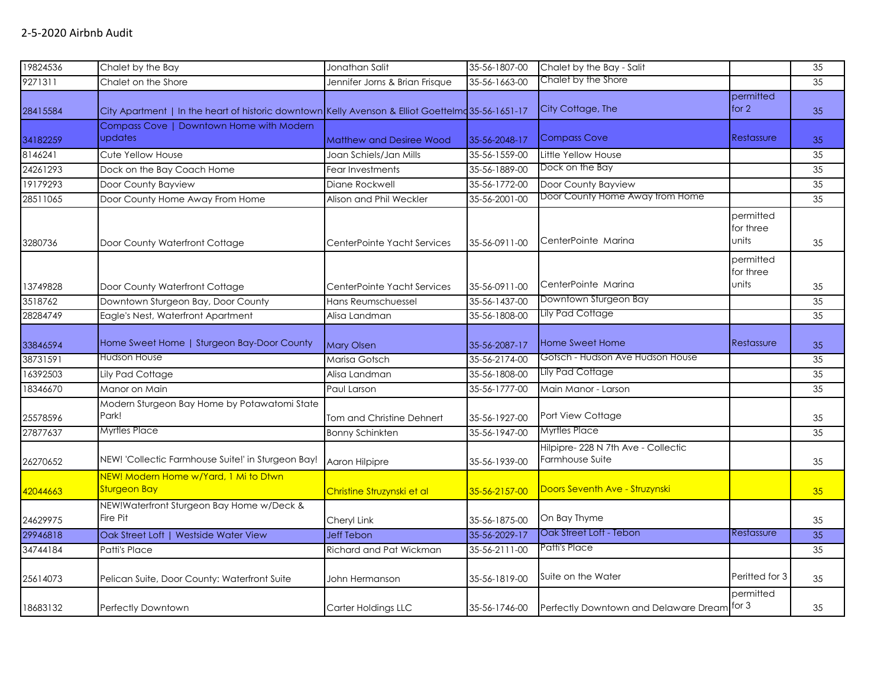2-5-2020 Airbnb Audit

| | | | | | | |
|---|---|---|---|---|---|---|
| 19824536 | Chalet by the Bay | Jonathan Salit | 35-56-1807-00 | Chalet by the Bay - Salit | | 35 |
| 9271311 | Chalet on the Shore | Jennifer Jorns & Brian Frisque | 35-56-1663-00 | Chalet by the Shore | | 35 |
| 28415584 | City Apartment \| In the heart of historic downtown | Kelly Avenson & Elliot Goettelmo | 35-56-1651-17 | City Cottage, The | permitted for 2 | 35 |
| 34182259 | Compass Cove \| Downtown Home with Modern updates | Matthew and Desiree Wood | 35-56-2048-17 | Compass Cove | Restassure | 35 |
| 8146241 | Cute Yellow House | Joan Schiels/Jan Mills | 35-56-1559-00 | Little Yellow House | | 35 |
| 24261293 | Dock on the Bay Coach Home | Fear Investments | 35-56-1889-00 | Dock on the Bay | | 35 |
| 19179293 | Door County Bayview | Diane Rockwell | 35-56-1772-00 | Door County Bayview | | 35 |
| 28511065 | Door County Home Away From Home | Alison and Phil Weckler | 35-56-2001-00 | Door County Home Away from Home | | 35 |
| 3280736 | Door County Waterfront Cottage | CenterPointe Yacht Services | 35-56-0911-00 | CenterPointe Marina | permitted for three units | 35 |
| 13749828 | Door County Waterfront Cottage | CenterPointe Yacht Services | 35-56-0911-00 | CenterPointe Marina | permitted for three units | 35 |
| 3518762 | Downtown Sturgeon Bay, Door County | Hans Reumschuessel | 35-56-1437-00 | Downtown Sturgeon Bay | | 35 |
| 28284749 | Eagle's Nest, Waterfront Apartment | Alisa Landman | 35-56-1808-00 | Lily Pad Cottage | | 35 |
| 33846594 | Home Sweet Home \| Sturgeon Bay-Door County | Mary Olsen | 35-56-2087-17 | Home Sweet Home | Restassure | 35 |
| 38731591 | Hudson House | Marisa Gotsch | 35-56-2174-00 | Gotsch - Hudson Ave Hudson House | | 35 |
| 16392503 | Lily Pad Cottage | Alisa Landman | 35-56-1808-00 | Lily Pad Cottage | | 35 |
| 18346670 | Manor on Main | Paul Larson | 35-56-1777-00 | Main Manor - Larson | | 35 |
| 25578596 | Modern Sturgeon Bay Home by Potawatomi State Park! | Tom and Christine Dehnert | 35-56-1927-00 | Port View Cottage | | 35 |
| 27877637 | Myrtles Place | Bonny Schinkten | 35-56-1947-00 | Myrtles Place | | 35 |
| 26270652 | NEW! 'Collectic Farmhouse Suite!' in Sturgeon Bay! | Aaron Hilpipre | 35-56-1939-00 | Hilpipre- 228 N 7th Ave - Collectic Farmhouse Suite | | 35 |
| 42044663 | NEW! Modern Home w/Yard, 1 Mi to Dtwn Sturgeon Bay | Christine Struzynski et al | 35-56-2157-00 | Doors Seventh Ave - Struzynski | | 35 |
| 24629975 | NEW!Waterfront Sturgeon Bay Home w/Deck & Fire Pit | Cheryl Link | 35-56-1875-00 | On Bay Thyme | | 35 |
| 29946818 | Oak Street Loft \| Westside Water View | Jeff Tebon | 35-56-2029-17 | Oak Street Loft - Tebon | Restassure | 35 |
| 34744184 | Patti's Place | Richard and Pat Wickman | 35-56-2111-00 | Patti's Place | | 35 |
| 25614073 | Pelican Suite, Door County: Waterfront Suite | John Hermanson | 35-56-1819-00 | Suite on the Water | Peritted for 3 | 35 |
| 18683132 | Perfectly Downtown | Carter Holdings LLC | 35-56-1746-00 | Perfectly Downtown and Delaware Dream | permitted for 3 | 35 |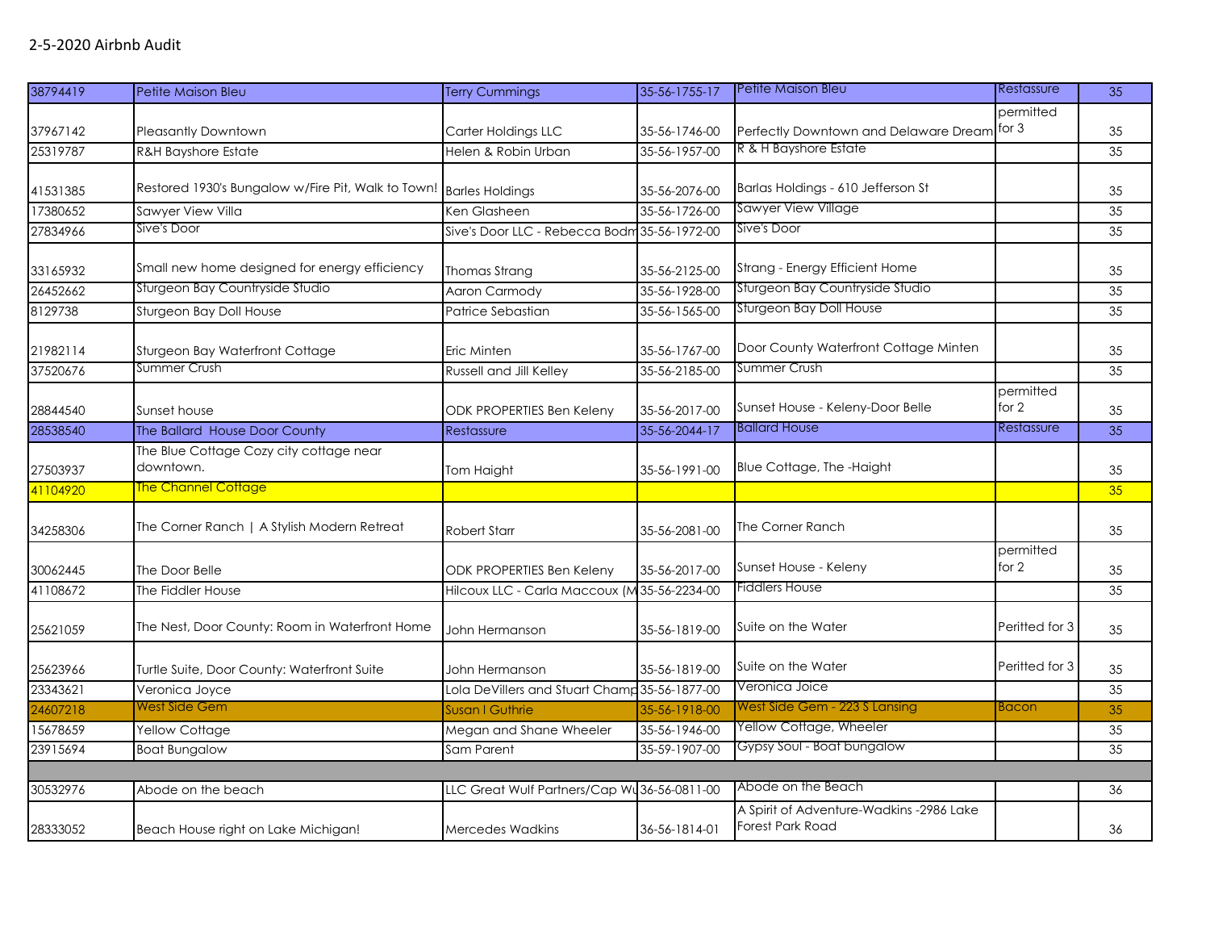2-5-2020 Airbnb Audit

| | | | | | | |
|---|---|---|---|---|---|---|
| 38794419 | Petite Maison Bleu | Terry Cummings | 35-56-1755-17 | Petite Maison Bleu | Restassure | 35 |
| 37967142 | Pleasantly Downtown | Carter Holdings LLC | 35-56-1746-00 | Perfectly Downtown and Delaware Dream | permitted for 3 | 35 |
| 25319787 | R&H Bayshore Estate | Helen & Robin Urban | 35-56-1957-00 | R & H Bayshore Estate | | 35 |
| 41531385 | Restored 1930's Bungalow w/Fire Pit, Walk to Town! | Barles Holdings | 35-56-2076-00 | Barlas Holdings - 610 Jefferson St | | 35 |
| 17380652 | Sawyer View Villa | Ken Glasheen | 35-56-1726-00 | Sawyer View Village | | 35 |
| 27834966 | Sive's Door | Sive's Door LLC - Rebecca Bodm | 35-56-1972-00 | Sive's Door | | 35 |
| 33165932 | Small new home designed for energy efficiency | Thomas Strang | 35-56-2125-00 | Strang - Energy Efficient Home | | 35 |
| 26452662 | Sturgeon Bay Countryside Studio | Aaron Carmody | 35-56-1928-00 | Sturgeon Bay Countryside Studio | | 35 |
| 8129738 | Sturgeon Bay Doll House | Patrice Sebastian | 35-56-1565-00 | Sturgeon Bay Doll House | | 35 |
| 21982114 | Sturgeon Bay Waterfront Cottage | Eric Minten | 35-56-1767-00 | Door County Waterfront Cottage Minten | | 35 |
| 37520676 | Summer Crush | Russell and Jill Kelley | 35-56-2185-00 | Summer Crush | | 35 |
| 28844540 | Sunset house | ODK PROPERTIES Ben Keleny | 35-56-2017-00 | Sunset House - Keleny-Door Belle | permitted for 2 | 35 |
| 28538540 | The Ballard House Door County | Restassure | 35-56-2044-17 | Ballard House | Restassure | 35 |
| 27503937 | The Blue Cottage Cozy city cottage near downtown. | Tom Haight | 35-56-1991-00 | Blue Cottage, The -Haight | | 35 |
| 41104920 | The Channel Cottage | | | | | 35 |
| 34258306 | The Corner Ranch \| A Stylish Modern Retreat | Robert Starr | 35-56-2081-00 | The Corner Ranch | | 35 |
| 30062445 | The Door Belle | ODK PROPERTIES Ben Keleny | 35-56-2017-00 | Sunset House - Keleny | permitted for 2 | 35 |
| 41108672 | The Fiddler House | Hilcoux LLC - Carla Maccoux (M | 35-56-2234-00 | Fiddlers House | | 35 |
| 25621059 | The Nest, Door County: Room in Waterfront Home | John Hermanson | 35-56-1819-00 | Suite on the Water | Peritted for 3 | 35 |
| 25623966 | Turtle Suite, Door County: Waterfront Suite | John Hermanson | 35-56-1819-00 | Suite on the Water | Peritted for 3 | 35 |
| 23343621 | Veronica Joyce | Lola DeVillers and Stuart Champ | 35-56-1877-00 | Veronica Joice | | 35 |
| 24607218 | West Side Gem | Susan I Guthrie | 35-56-1918-00 | West Side Gem - 223 S Lansing | Bacon | 35 |
| 15678659 | Yellow Cottage | Megan and Shane Wheeler | 35-56-1946-00 | Yellow Cottage, Wheeler | | 35 |
| 23915694 | Boat Bungalow | Sam Parent | 35-59-1907-00 | Gypsy Soul - Boat bungalow | | 35 |
| | | | | | | |
| 30532976 | Abode on the beach | LLC Great Wulf Partners/Cap Wu | 36-56-0811-00 | Abode on the Beach | | 36 |
| 28333052 | Beach House right on Lake Michigan! | Mercedes Wadkins | 36-56-1814-01 | A Spirit of Adventure-Wadkins -2986 Lake Forest Park Road | | 36 |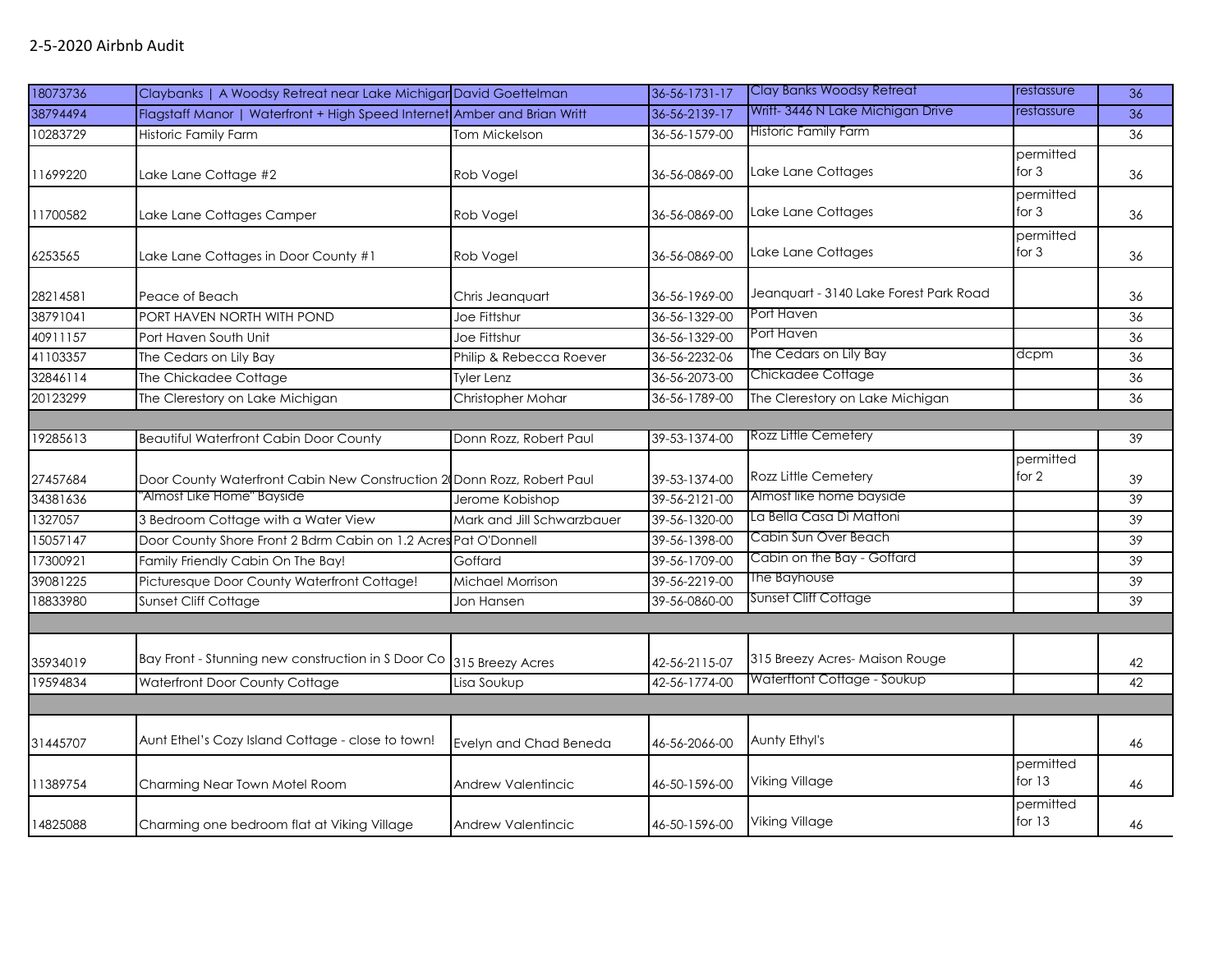2-5-2020 Airbnb Audit

| | | | | | | |
|---|---|---|---|---|---|---|
| 18073736 | Claybanks \| A Woodsy Retreat near Lake Michigan | David Goettelman | 36-56-1731-17 | Clay Banks Woodsy Retreat | restassure | 36 |
| 38794494 | Flagstaff Manor \| Waterfront + High Speed Internet | Amber and Brian Writt | 36-56-2139-17 | Writt- 3446 N Lake Michigan Drive | restassure | 36 |
| 10283729 | Historic Family Farm | Tom Mickelson | 36-56-1579-00 | Historic Family Farm | | 36 |
| 11699220 | Lake Lane Cottage #2 | Rob Vogel | 36-56-0869-00 | Lake Lane Cottages | permitted for 3 | 36 |
| 11700582 | Lake Lane Cottages Camper | Rob Vogel | 36-56-0869-00 | Lake Lane Cottages | permitted for 3 | 36 |
| 6253565 | Lake Lane Cottages in Door County #1 | Rob Vogel | 36-56-0869-00 | Lake Lane Cottages | permitted for 3 | 36 |
| 28214581 | Peace of Beach | Chris Jeanquart | 36-56-1969-00 | Jeanquart - 3140 Lake Forest Park Road | | 36 |
| 38791041 | PORT HAVEN NORTH WITH POND | Joe Fittshur | 36-56-1329-00 | Port Haven | | 36 |
| 40911157 | Port Haven South Unit | Joe Fittshur | 36-56-1329-00 | Port Haven | | 36 |
| 41103357 | The Cedars on Lily Bay | Philip & Rebecca Roever | 36-56-2232-06 | The Cedars on Lily Bay | dcpm | 36 |
| 32846114 | The Chickadee Cottage | Tyler Lenz | 36-56-2073-00 | Chickadee Cottage | | 36 |
| 20123299 | The Clerestory on Lake Michigan | Christopher Mohar | 36-56-1789-00 | The Clerestory on Lake Michigan | | 36 |
| | | | | | | |
| 19285613 | Beautiful Waterfront Cabin Door County | Donn Rozz, Robert Paul | 39-53-1374-00 | Rozz Little Cemetery | | 39 |
| 27457684 | Door County Waterfront Cabin New Construction 2( | Donn Rozz, Robert Paul | 39-53-1374-00 | Rozz Little Cemetery | permitted for 2 | 39 |
| 34381636 | "Almost Like Home" Bayside | Jerome Kobishop | 39-56-2121-00 | Almost like home bayside | | 39 |
| 1327057 | 3 Bedroom Cottage with a Water View | Mark and Jill Schwarzbauer | 39-56-1320-00 | La Bella Casa Di Mattoni | | 39 |
| 15057147 | Door County Shore Front 2 Bdrm Cabin on 1.2 Acres | Pat O'Donnell | 39-56-1398-00 | Cabin Sun Over Beach | | 39 |
| 17300921 | Family Friendly Cabin On The Bay! | Goffard | 39-56-1709-00 | Cabin on the Bay - Goffard | | 39 |
| 39081225 | Picturesque Door County Waterfront Cottage! | Michael Morrison | 39-56-2219-00 | The Bayhouse | | 39 |
| 18833980 | Sunset Cliff Cottage | Jon Hansen | 39-56-0860-00 | Sunset Cliff Cottage | | 39 |
| | | | | | | |
| 35934019 | Bay Front - Stunning new construction in S Door Co | 315 Breezy Acres | 42-56-2115-07 | 315 Breezy Acres- Maison Rouge | | 42 |
| 19594834 | Waterfront Door County Cottage | Lisa Soukup | 42-56-1774-00 | Waterftont Cottage - Soukup | | 42 |
| | | | | | | |
| 31445707 | Aunt Ethel's Cozy Island Cottage - close to town! | Evelyn and Chad Beneda | 46-56-2066-00 | Aunty Ethyl's | | 46 |
| 11389754 | Charming Near Town Motel Room | Andrew Valentincic | 46-50-1596-00 | Viking Village | permitted for 13 | 46 |
| 14825088 | Charming one bedroom flat at Viking Village | Andrew Valentincic | 46-50-1596-00 | Viking Village | permitted for 13 | 46 |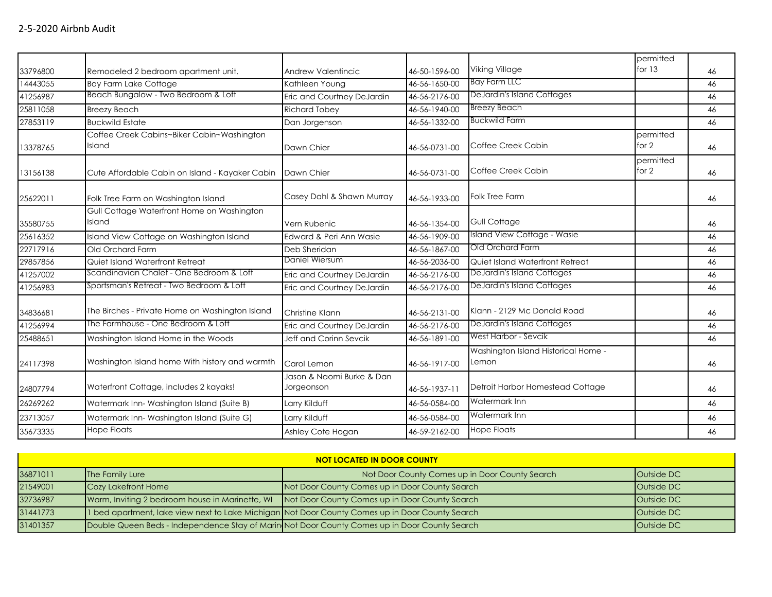2-5-2020 Airbnb Audit

| | | | | | | |
|---|---|---|---|---|---|---|
| 33796800 | Remodeled 2 bedroom apartment unit. | Andrew Valentincic | 46-50-1596-00 | Viking Village | permitted for 13 | 46 |
| 14443055 | Bay Farm Lake Cottage | Kathleen Young | 46-56-1650-00 | Bay Farm LLC | | 46 |
| 41256987 | Beach Bungalow - Two Bedroom & Loft | Eric and Courtney DeJardin | 46-56-2176-00 | DeJardin's Island Cottages | | 46 |
| 25811058 | Breezy Beach | Richard Tobey | 46-56-1940-00 | Breezy Beach | | 46 |
| 27853119 | Buckwild Estate | Dan Jorgenson | 46-56-1332-00 | Buckwild Farm | | 46 |
| 13378765 | Coffee Creek Cabins~Biker Cabin~Washington Island | Dawn Chier | 46-56-0731-00 | Coffee Creek Cabin | permitted for 2 | 46 |
| 13156138 | Cute Affordable Cabin on Island - Kayaker Cabin | Dawn Chier | 46-56-0731-00 | Coffee Creek Cabin | permitted for 2 | 46 |
| 25622011 | Folk Tree Farm on Washington Island | Casey Dahl & Shawn Murray | 46-56-1933-00 | Folk Tree Farm | | 46 |
| 35580755 | Gull Cottage Waterfront Home on Washington Island | Vern Rubenic | 46-56-1354-00 | Gull Cottage | | 46 |
| 25616352 | Island View Cottage on Washington Island | Edward & Peri Ann Wasie | 46-56-1909-00 | Island View Cottage - Wasie | | 46 |
| 22717916 | Old Orchard Farm | Deb Sheridan | 46-56-1867-00 | Old Orchard Farm | | 46 |
| 29857856 | Quiet Island Waterfront Retreat | Daniel Wiersum | 46-56-2036-00 | Quiet Island Waterfront Retreat | | 46 |
| 41257002 | Scandinavian Chalet - One Bedroom & Loft | Eric and Courtney DeJardin | 46-56-2176-00 | DeJardin's Island Cottages | | 46 |
| 41256983 | Sportsman's Retreat - Two Bedroom & Loft | Eric and Courtney DeJardin | 46-56-2176-00 | DeJardin's Island Cottages | | 46 |
| 34836681 | The Birches - Private Home on Washington Island | Christine Klann | 46-56-2131-00 | Klann - 2129 Mc Donald Road | | 46 |
| 41256994 | The Farmhouse - One Bedroom & Loft | Eric and Courtney DeJardin | 46-56-2176-00 | DeJardin's Island Cottages | | 46 |
| 25488651 | Washington Island Home in the Woods | Jeff and Corinn Sevcik | 46-56-1891-00 | West Harbor - Sevcik | | 46 |
| 24117398 | Washington Island home With history and warmth | Carol Lemon | 46-56-1917-00 | Washington Island Historical Home - Lemon | | 46 |
| 24807794 | Waterfront Cottage, includes 2 kayaks! | Jason & Naomi Burke & Dan Jorgeonson | 46-56-1937-11 | Detroit Harbor Homestead Cottage | | 46 |
| 26269262 | Watermark Inn- Washington Island (Suite B) | Larry Kilduff | 46-56-0584-00 | Watermark Inn | | 46 |
| 23713057 | Watermark Inn- Washington Island (Suite G) | Larry Kilduff | 46-56-0584-00 | Watermark Inn | | 46 |
| 35673335 | Hope Floats | Ashley Cote Hogan | 46-59-2162-00 | Hope Floats | | 46 |

| NOT LOCATED IN DOOR COUNTY | | | |
|---|---|---|---|
| 36871011 | The Family Lure | Not Door County Comes up in Door County Search | Outside DC |
| 21549001 | Cozy Lakefront Home | Not Door County Comes up in Door County Search | Outside DC |
| 32736987 | Warm, Inviting 2 bedroom house in Marinette, WI | Not Door County Comes up in Door County Search | Outside DC |
| 31441773 | 1 bed apartment, lake view next to Lake Michigan | Not Door County Comes up in Door County Search | Outside DC |
| 31401357 | Double Queen Beds - Independence Stay of Marin | Not Door County Comes up in Door County Search | Outside DC |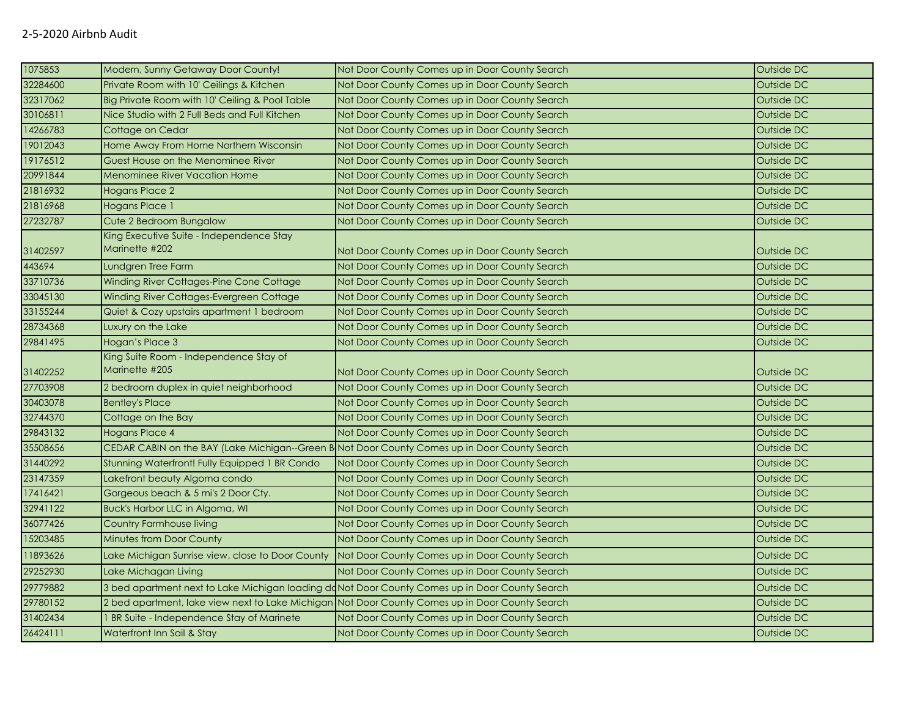# 2-5-2020 Airbnb Audit

| | | | |
|---|---|---|---|
| 1075853 | Modern, Sunny Getaway Door County! | Not Door County Comes up in Door County Search | Outside DC |
| 32284600 | Private Room with 10' Ceilings & Kitchen | Not Door County Comes up in Door County Search | Outside DC |
| 32317062 | Big Private Room with 10' Ceiling & Pool Table | Not Door County Comes up in Door County Search | Outside DC |
| 30106811 | Nice Studio with 2 Full Beds and Full Kitchen | Not Door County Comes up in Door County Search | Outside DC |
| 14266783 | Cottage on Cedar | Not Door County Comes up in Door County Search | Outside DC |
| 19012043 | Home Away From Home Northern Wisconsin | Not Door County Comes up in Door County Search | Outside DC |
| 19176512 | Guest House on the Menominee River | Not Door County Comes up in Door County Search | Outside DC |
| 20991844 | Menominee River Vacation Home | Not Door County Comes up in Door County Search | Outside DC |
| 21816932 | Hogans Place 2 | Not Door County Comes up in Door County Search | Outside DC |
| 21816968 | Hogans Place 1 | Not Door County Comes up in Door County Search | Outside DC |
| 27232787 | Cute 2 Bedroom Bungalow | Not Door County Comes up in Door County Search | Outside DC |
| 31402597 | King Executive Suite - Independence Stay Marinette #202 | Not Door County Comes up in Door County Search | Outside DC |
| 443694 | Lundgren Tree Farm | Not Door County Comes up in Door County Search | Outside DC |
| 33710736 | Winding River Cottages-Pine Cone Cottage | Not Door County Comes up in Door County Search | Outside DC |
| 33045130 | Winding River Cottages-Evergreen Cottage | Not Door County Comes up in Door County Search | Outside DC |
| 33155244 | Quiet & Cozy upstairs apartment 1 bedroom | Not Door County Comes up in Door County Search | Outside DC |
| 28734368 | Luxury on the Lake | Not Door County Comes up in Door County Search | Outside DC |
| 29841495 | Hogan's Place 3 | Not Door County Comes up in Door County Search | Outside DC |
| 31402252 | King Suite Room - Independence Stay of Marinette #205 | Not Door County Comes up in Door County Search | Outside DC |
| 27703908 | 2 bedroom duplex in quiet neighborhood | Not Door County Comes up in Door County Search | Outside DC |
| 30403078 | Bentley's Place | Not Door County Comes up in Door County Search | Outside DC |
| 32744370 | Cottage on the Bay | Not Door County Comes up in Door County Search | Outside DC |
| 29843132 | Hogans Place 4 | Not Door County Comes up in Door County Search | Outside DC |
| 35508656 | CEDAR CABIN on the BAY (Lake Michigan--Green B | Not Door County Comes up in Door County Search | Outside DC |
| 31440292 | Stunning Waterfront! Fully Equipped 1 BR Condo | Not Door County Comes up in Door County Search | Outside DC |
| 23147359 | Lakefront beauty Algoma condo | Not Door County Comes up in Door County Search | Outside DC |
| 17416421 | Gorgeous beach & 5 mi's 2 Door Cty. | Not Door County Comes up in Door County Search | Outside DC |
| 32941122 | Buck's Harbor LLC in Algoma, WI | Not Door County Comes up in Door County Search | Outside DC |
| 36077426 | Country Farmhouse living | Not Door County Comes up in Door County Search | Outside DC |
| 15203485 | Minutes from Door County | Not Door County Comes up in Door County Search | Outside DC |
| 11893626 | Lake Michigan Sunrise view, close to Door County | Not Door County Comes up in Door County Search | Outside DC |
| 29252930 | Lake Michagan Living | Not Door County Comes up in Door County Search | Outside DC |
| 29779882 | 3 bed apartment next to Lake Michigan loading do | Not Door County Comes up in Door County Search | Outside DC |
| 29780152 | 2 bed apartment, lake view next to Lake Michigan | Not Door County Comes up in Door County Search | Outside DC |
| 31402434 | 1 BR Suite - Independence Stay of Marinete | Not Door County Comes up in Door County Search | Outside DC |
| 26424111 | Waterfront Inn Sail & Stay | Not Door County Comes up in Door County Search | Outside DC |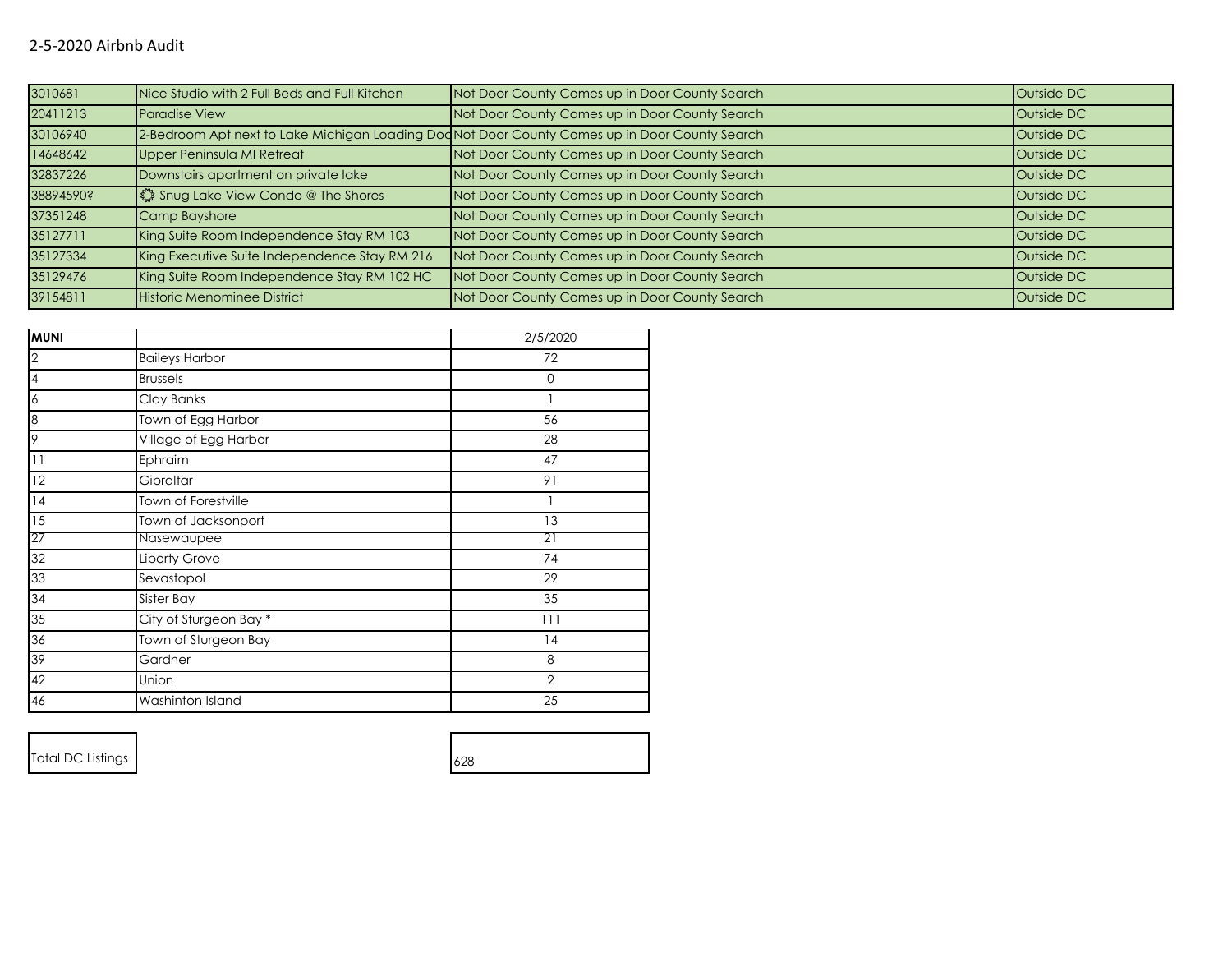2-5-2020 Airbnb Audit

| | | | |
|---|---|---|---|
| 3010681 | Nice Studio with 2 Full Beds and Full Kitchen | Not Door County Comes up in Door County Search | Outside DC |
| 20411213 | Paradise View | Not Door County Comes up in Door County Search | Outside DC |
| 30106940 | 2-Bedroom Apt next to Lake Michigan Loading Doc | Not Door County Comes up in Door County Search | Outside DC |
| 14648642 | Upper Peninsula MI Retreat | Not Door County Comes up in Door County Search | Outside DC |
| 32837226 | Downstairs apartment on private lake | Not Door County Comes up in Door County Search | Outside DC |
| 38894590? | ۞ Snug Lake View Condo @ The Shores | Not Door County Comes up in Door County Search | Outside DC |
| 37351248 | Camp Bayshore | Not Door County Comes up in Door County Search | Outside DC |
| 35127711 | King Suite Room Independence Stay RM 103 | Not Door County Comes up in Door County Search | Outside DC |
| 35127334 | King Executive Suite Independence Stay RM 216 | Not Door County Comes up in Door County Search | Outside DC |
| 35129476 | King Suite Room Independence Stay RM 102 HC | Not Door County Comes up in Door County Search | Outside DC |
| 39154811 | Historic Menominee District | Not Door County Comes up in Door County Search | Outside DC |

| **MUNI** | | 2/5/2020 |
|---|---|---|
| 2 | Baileys Harbor | 72 |
| 4 | Brussels | 0 |
| 6 | Clay Banks | 1 |
| 8 | Town of Egg Harbor | 56 |
| 9 | Village of Egg Harbor | 28 |
| 11 | Ephraim | 47 |
| 12 | Gibraltar | 91 |
| 14 | Town of Forestville | 1 |
| 15 | Town of Jacksonport | 13 |
| 27 | Nasewaupee | 21 |
| 32 | Liberty Grove | 74 |
| 33 | Sevastopol | 29 |
| 34 | Sister Bay | 35 |
| 35 | City of Sturgeon Bay * | 111 |
| 36 | Town of Sturgeon Bay | 14 |
| 39 | Gardner | 8 |
| 42 | Union | 2 |
| 46 | Washinton Island | 25 |

| | |
|---|---|
| Total DC Listings | 628 |